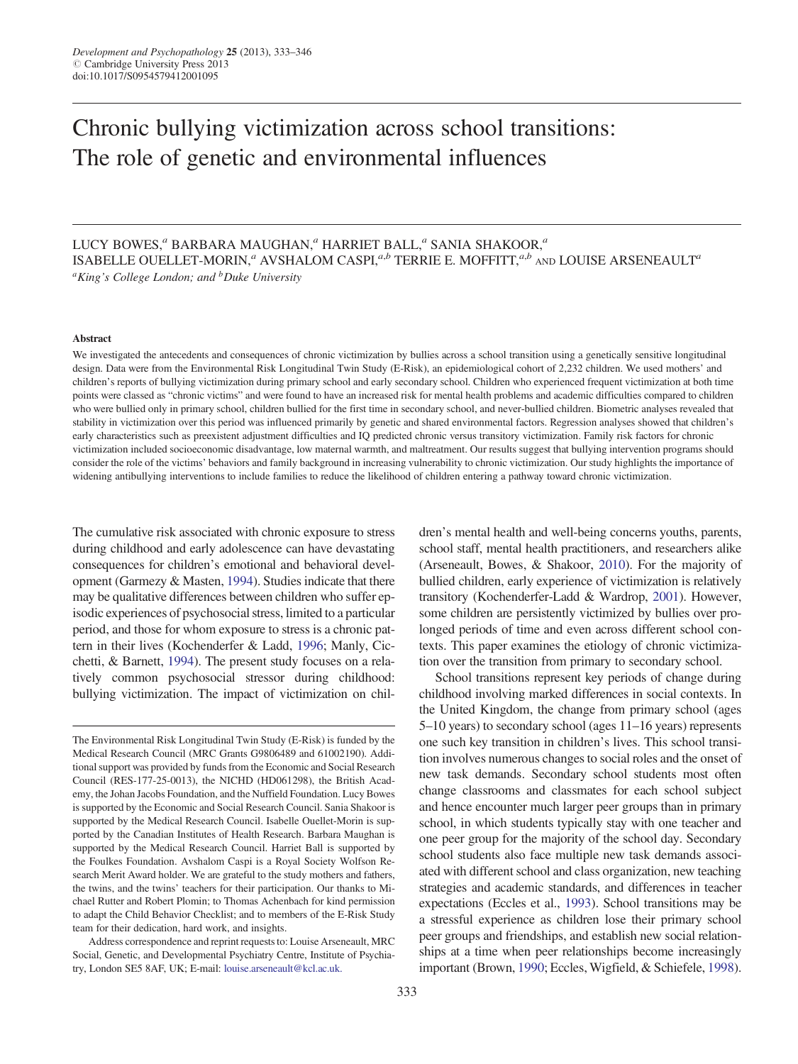# Chronic bullying victimization across school transitions: The role of genetic and environmental influences

LUCY BOWES,[a] BARBARA MAUGHAN,[a] HARRIET BALL,[a] SANIA SHAKOOR,[a] ISABELLE OUELLET-MORIN,[a] AVSHALOM CASPI,[a,b] TERRIE E. MOFFITT,[a,b] AND LOUISE ARSENEAULT[a]

[a]*King's College London; and* [b]*Duke University*

#### Abstract

We investigated the antecedents and consequences of chronic victimization by bullies across a school transition using a genetically sensitive longitudinal design. Data were from the Environmental Risk Longitudinal Twin Study (E-Risk), an epidemiological cohort of 2,232 children. We used mothers' and children's reports of bullying victimization during primary school and early secondary school. Children who experienced frequent victimization at both time points were classed as "chronic victims" and were found to have an increased risk for mental health problems and academic difficulties compared to children who were bullied only in primary school, children bullied for the first time in secondary school, and never-bullied children. Biometric analyses revealed that stability in victimization over this period was influenced primarily by genetic and shared environmental factors. Regression analyses showed that children's early characteristics such as preexistent adjustment difficulties and IQ predicted chronic versus transitory victimization. Family risk factors for chronic victimization included socioeconomic disadvantage, low maternal warmth, and maltreatment. Our results suggest that bullying intervention programs should consider the role of the victims' behaviors and family background in increasing vulnerability to chronic victimization. Our study highlights the importance of widening antibullying interventions to include families to reduce the likelihood of children entering a pathway toward chronic victimization.

The cumulative risk associated with chronic exposure to stress during childhood and early adolescence can have devastating consequences for children's emotional and behavioral development (Garmezy & Masten, 1994). Studies indicate that there may be qualitative differences between children who suffer episodic experiences of psychosocial stress, limited to a particular period, and those for whom exposure to stress is a chronic pattern in their lives (Kochenderfer & Ladd, 1996; Manly, Cicchetti, & Barnett, 1994). The present study focuses on a relatively common psychosocial stressor during childhood: bullying victimization. The impact of victimization on children's mental health and well-being concerns youths, parents, school staff, mental health practitioners, and researchers alike (Arseneault, Bowes, & Shakoor, 2010). For the majority of bullied children, early experience of victimization is relatively transitory (Kochenderfer-Ladd & Wardrop, 2001). However, some children are persistently victimized by bullies over prolonged periods of time and even across different school contexts. This paper examines the etiology of chronic victimization over the transition from primary to secondary school.

School transitions represent key periods of change during childhood involving marked differences in social contexts. In the United Kingdom, the change from primary school (ages 5–10 years) to secondary school (ages 11–16 years) represents one such key transition in children's lives. This school transition involves numerous changes to social roles and the onset of new task demands. Secondary school students most often change classrooms and classmates for each school subject and hence encounter much larger peer groups than in primary school, in which students typically stay with one teacher and one peer group for the majority of the school day. Secondary school students also face multiple new task demands associated with different school and class organization, new teaching strategies and academic standards, and differences in teacher expectations (Eccles et al., 1993). School transitions may be a stressful experience as children lose their primary school peer groups and friendships, and establish new social relationships at a time when peer relationships become increasingly important (Brown, 1990; Eccles, Wigfield, & Schiefele, 1998).

---

The Environmental Risk Longitudinal Twin Study (E-Risk) is funded by the Medical Research Council (MRC Grants G9806489 and 61002190). Additional support was provided by funds from the Economic and Social Research Council (RES-177-25-0013), the NICHD (HD061298), the British Academy, the Johan Jacobs Foundation, and the Nuffield Foundation. Lucy Bowes is supported by the Economic and Social Research Council. Sania Shakoor is supported by the Medical Research Council. Isabelle Ouellet-Morin is supported by the Canadian Institutes of Health Research. Barbara Maughan is supported by the Medical Research Council. Harriet Ball is supported by the Foulkes Foundation. Avshalom Caspi is a Royal Society Wolfson Research Merit Award holder. We are grateful to the study mothers and fathers, the twins, and the twins' teachers for their participation. Our thanks to Michael Rutter and Robert Plomin; to Thomas Achenbach for kind permission to adapt the Child Behavior Checklist; and to members of the E-Risk Study team for their dedication, hard work, and insights.

Address correspondence and reprint requests to: Louise Arseneault, MRC Social, Genetic, and Developmental Psychiatry Centre, Institute of Psychiatry, London SE5 8AF, UK; E-mail: louise.arseneault@kcl.ac.uk.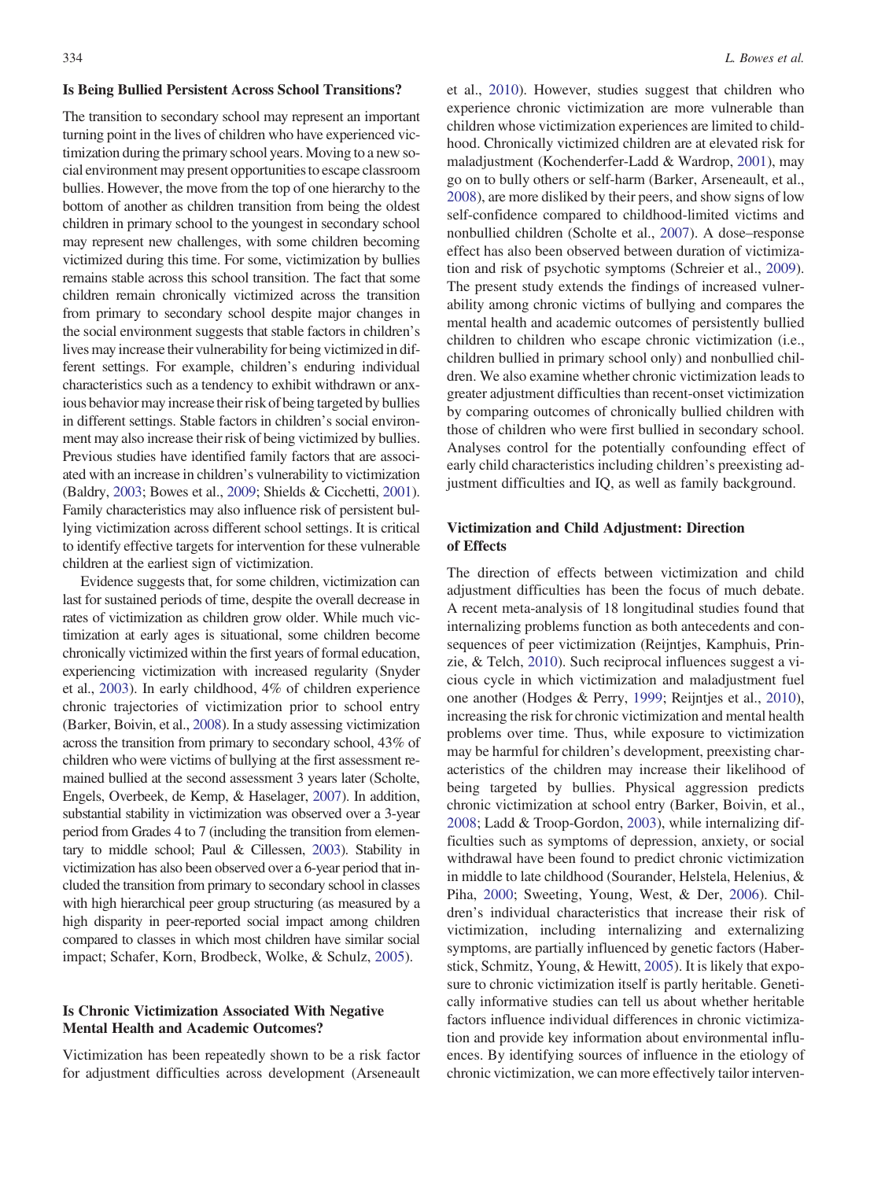## Is Being Bullied Persistent Across School Transitions?

The transition to secondary school may represent an important turning point in the lives of children who have experienced victimization during the primary school years. Moving to a new social environment may present opportunities to escape classroom bullies. However, the move from the top of one hierarchy to the bottom of another as children transition from being the oldest children in primary school to the youngest in secondary school may represent new challenges, with some children becoming victimized during this time. For some, victimization by bullies remains stable across this school transition. The fact that some children remain chronically victimized across the transition from primary to secondary school despite major changes in the social environment suggests that stable factors in children's lives may increase their vulnerability for being victimized in different settings. For example, children's enduring individual characteristics such as a tendency to exhibit withdrawn or anxious behavior may increase their risk of being targeted by bullies in different settings. Stable factors in children's social environment may also increase their risk of being victimized by bullies. Previous studies have identified family factors that are associated with an increase in children's vulnerability to victimization (Baldry, 2003; Bowes et al., 2009; Shields & Cicchetti, 2001). Family characteristics may also influence risk of persistent bullying victimization across different school settings. It is critical to identify effective targets for intervention for these vulnerable children at the earliest sign of victimization.

Evidence suggests that, for some children, victimization can last for sustained periods of time, despite the overall decrease in rates of victimization as children grow older. While much victimization at early ages is situational, some children become chronically victimized within the first years of formal education, experiencing victimization with increased regularity (Snyder et al., 2003). In early childhood, 4% of children experience chronic trajectories of victimization prior to school entry (Barker, Boivin, et al., 2008). In a study assessing victimization across the transition from primary to secondary school, 43% of children who were victims of bullying at the first assessment remained bullied at the second assessment 3 years later (Scholte, Engels, Overbeek, de Kemp, & Haselager, 2007). In addition, substantial stability in victimization was observed over a 3-year period from Grades 4 to 7 (including the transition from elementary to middle school; Paul & Cillessen, 2003). Stability in victimization has also been observed over a 6-year period that included the transition from primary to secondary school in classes with high hierarchical peer group structuring (as measured by a high disparity in peer-reported social impact among children compared to classes in which most children have similar social impact; Schafer, Korn, Brodbeck, Wolke, & Schulz, 2005).

## Is Chronic Victimization Associated With Negative Mental Health and Academic Outcomes?

Victimization has been repeatedly shown to be a risk factor for adjustment difficulties across development (Arseneault et al., 2010). However, studies suggest that children who experience chronic victimization are more vulnerable than children whose victimization experiences are limited to childhood. Chronically victimized children are at elevated risk for maladjustment (Kochenderfer-Ladd & Wardrop, 2001), may go on to bully others or self-harm (Barker, Arseneault, et al., 2008), are more disliked by their peers, and show signs of low self-confidence compared to childhood-limited victims and nonbullied children (Scholte et al., 2007). A dose–response effect has also been observed between duration of victimization and risk of psychotic symptoms (Schreier et al., 2009). The present study extends the findings of increased vulnerability among chronic victims of bullying and compares the mental health and academic outcomes of persistently bullied children to children who escape chronic victimization (i.e., children bullied in primary school only) and nonbullied children. We also examine whether chronic victimization leads to greater adjustment difficulties than recent-onset victimization by comparing outcomes of chronically bullied children with those of children who were first bullied in secondary school. Analyses control for the potentially confounding effect of early child characteristics including children's preexisting adjustment difficulties and IQ, as well as family background.

## Victimization and Child Adjustment: Direction of Effects

The direction of effects between victimization and child adjustment difficulties has been the focus of much debate. A recent meta-analysis of 18 longitudinal studies found that internalizing problems function as both antecedents and consequences of peer victimization (Reijntjes, Kamphuis, Prinzie, & Telch, 2010). Such reciprocal influences suggest a vicious cycle in which victimization and maladjustment fuel one another (Hodges & Perry, 1999; Reijntjes et al., 2010), increasing the risk for chronic victimization and mental health problems over time. Thus, while exposure to victimization may be harmful for children's development, preexisting characteristics of the children may increase their likelihood of being targeted by bullies. Physical aggression predicts chronic victimization at school entry (Barker, Boivin, et al., 2008; Ladd & Troop-Gordon, 2003), while internalizing difficulties such as symptoms of depression, anxiety, or social withdrawal have been found to predict chronic victimization in middle to late childhood (Sourander, Helstela, Helenius, & Piha, 2000; Sweeting, Young, West, & Der, 2006). Children's individual characteristics that increase their risk of victimization, including internalizing and externalizing symptoms, are partially influenced by genetic factors (Haberstick, Schmitz, Young, & Hewitt, 2005). It is likely that exposure to chronic victimization itself is partly heritable. Genetically informative studies can tell us about whether heritable factors influence individual differences in chronic victimization and provide key information about environmental influences. By identifying sources of influence in the etiology of chronic victimization, we can more effectively tailor interven-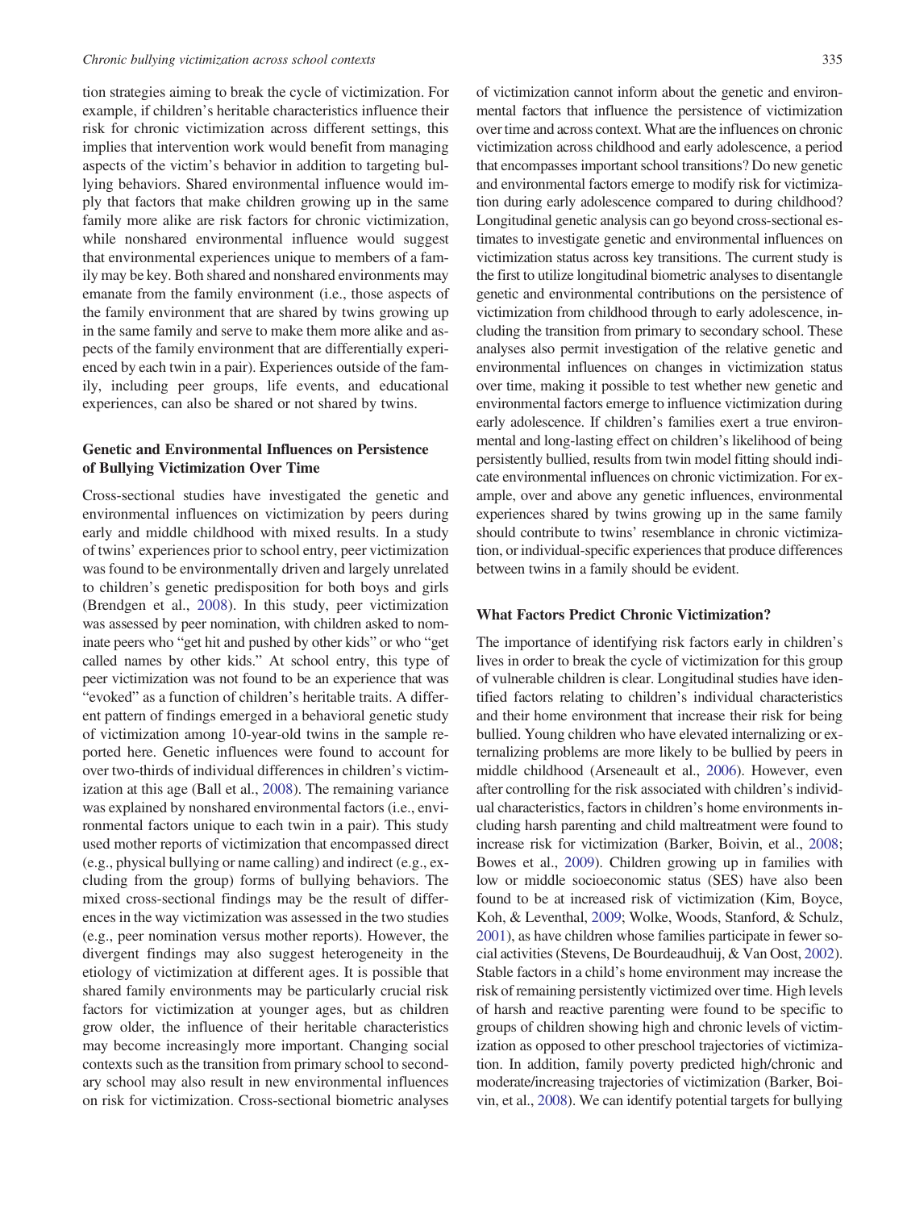tion strategies aiming to break the cycle of victimization. For example, if children's heritable characteristics influence their risk for chronic victimization across different settings, this implies that intervention work would benefit from managing aspects of the victim's behavior in addition to targeting bullying behaviors. Shared environmental influence would imply that factors that make children growing up in the same family more alike are risk factors for chronic victimization, while nonshared environmental influence would suggest that environmental experiences unique to members of a family may be key. Both shared and nonshared environments may emanate from the family environment (i.e., those aspects of the family environment that are shared by twins growing up in the same family and serve to make them more alike and aspects of the family environment that are differentially experienced by each twin in a pair). Experiences outside of the family, including peer groups, life events, and educational experiences, can also be shared or not shared by twins.

### Genetic and Environmental Influences on Persistence of Bullying Victimization Over Time

Cross-sectional studies have investigated the genetic and environmental influences on victimization by peers during early and middle childhood with mixed results. In a study of twins' experiences prior to school entry, peer victimization was found to be environmentally driven and largely unrelated to children's genetic predisposition for both boys and girls (Brendgen et al., 2008). In this study, peer victimization was assessed by peer nomination, with children asked to nominate peers who "get hit and pushed by other kids" or who "get called names by other kids." At school entry, this type of peer victimization was not found to be an experience that was "evoked" as a function of children's heritable traits. A different pattern of findings emerged in a behavioral genetic study of victimization among 10-year-old twins in the sample reported here. Genetic influences were found to account for over two-thirds of individual differences in children's victimization at this age (Ball et al., 2008). The remaining variance was explained by nonshared environmental factors (i.e., environmental factors unique to each twin in a pair). This study used mother reports of victimization that encompassed direct (e.g., physical bullying or name calling) and indirect (e.g., excluding from the group) forms of bullying behaviors. The mixed cross-sectional findings may be the result of differences in the way victimization was assessed in the two studies (e.g., peer nomination versus mother reports). However, the divergent findings may also suggest heterogeneity in the etiology of victimization at different ages. It is possible that shared family environments may be particularly crucial risk factors for victimization at younger ages, but as children grow older, the influence of their heritable characteristics may become increasingly more important. Changing social contexts such as the transition from primary school to secondary school may also result in new environmental influences on risk for victimization. Cross-sectional biometric analyses of victimization cannot inform about the genetic and environmental factors that influence the persistence of victimization over time and across context. What are the influences on chronic victimization across childhood and early adolescence, a period that encompasses important school transitions? Do new genetic and environmental factors emerge to modify risk for victimization during early adolescence compared to during childhood? Longitudinal genetic analysis can go beyond cross-sectional estimates to investigate genetic and environmental influences on victimization status across key transitions. The current study is the first to utilize longitudinal biometric analyses to disentangle genetic and environmental contributions on the persistence of victimization from childhood through to early adolescence, including the transition from primary to secondary school. These analyses also permit investigation of the relative genetic and environmental influences on changes in victimization status over time, making it possible to test whether new genetic and environmental factors emerge to influence victimization during early adolescence. If children's families exert a true environmental and long-lasting effect on children's likelihood of being persistently bullied, results from twin model fitting should indicate environmental influences on chronic victimization. For example, over and above any genetic influences, environmental experiences shared by twins growing up in the same family should contribute to twins' resemblance in chronic victimization, or individual-specific experiences that produce differences between twins in a family should be evident.

### What Factors Predict Chronic Victimization?

The importance of identifying risk factors early in children's lives in order to break the cycle of victimization for this group of vulnerable children is clear. Longitudinal studies have identified factors relating to children's individual characteristics and their home environment that increase their risk for being bullied. Young children who have elevated internalizing or externalizing problems are more likely to be bullied by peers in middle childhood (Arseneault et al., 2006). However, even after controlling for the risk associated with children's individual characteristics, factors in children's home environments including harsh parenting and child maltreatment were found to increase risk for victimization (Barker, Boivin, et al., 2008; Bowes et al., 2009). Children growing up in families with low or middle socioeconomic status (SES) have also been found to be at increased risk of victimization (Kim, Boyce, Koh, & Leventhal, 2009; Wolke, Woods, Stanford, & Schulz, 2001), as have children whose families participate in fewer social activities (Stevens, De Bourdeaudhuij, & Van Oost, 2002). Stable factors in a child's home environment may increase the risk of remaining persistently victimized over time. High levels of harsh and reactive parenting were found to be specific to groups of children showing high and chronic levels of victimization as opposed to other preschool trajectories of victimization. In addition, family poverty predicted high/chronic and moderate/increasing trajectories of victimization (Barker, Boivin, et al., 2008). We can identify potential targets for bullying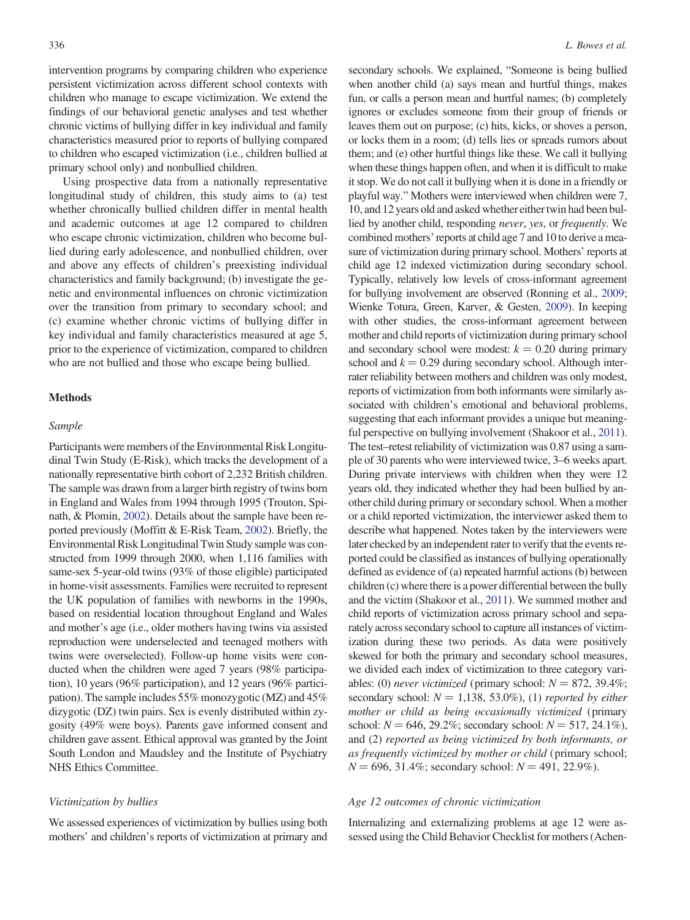intervention programs by comparing children who experience persistent victimization across different school contexts with children who manage to escape victimization. We extend the findings of our behavioral genetic analyses and test whether chronic victims of bullying differ in key individual and family characteristics measured prior to reports of bullying compared to children who escaped victimization (i.e., children bullied at primary school only) and nonbullied children.

Using prospective data from a nationally representative longitudinal study of children, this study aims to (a) test whether chronically bullied children differ in mental health and academic outcomes at age 12 compared to children who escape chronic victimization, children who become bullied during early adolescence, and nonbullied children, over and above any effects of children's preexisting individual characteristics and family background; (b) investigate the genetic and environmental influences on chronic victimization over the transition from primary to secondary school; and (c) examine whether chronic victims of bullying differ in key individual and family characteristics measured at age 5, prior to the experience of victimization, compared to children who are not bullied and those who escape being bullied.

## Methods

### Sample

Participants were members of the Environmental Risk Longitudinal Twin Study (E-Risk), which tracks the development of a nationally representative birth cohort of 2,232 British children. The sample was drawn from a larger birth registry of twins born in England and Wales from 1994 through 1995 (Trouton, Spinath, & Plomin, 2002). Details about the sample have been reported previously (Moffitt & E-Risk Team, 2002). Briefly, the Environmental Risk Longitudinal Twin Study sample was constructed from 1999 through 2000, when 1,116 families with same-sex 5-year-old twins (93% of those eligible) participated in home-visit assessments. Families were recruited to represent the UK population of families with newborns in the 1990s, based on residential location throughout England and Wales and mother's age (i.e., older mothers having twins via assisted reproduction were underselected and teenaged mothers with twins were overselected). Follow-up home visits were conducted when the children were aged 7 years (98% participation), 10 years (96% participation), and 12 years (96% participation). The sample includes 55% monozygotic (MZ) and 45% dizygotic (DZ) twin pairs. Sex is evenly distributed within zygosity (49% were boys). Parents gave informed consent and children gave assent. Ethical approval was granted by the Joint South London and Maudsley and the Institute of Psychiatry NHS Ethics Committee.

### Victimization by bullies

We assessed experiences of victimization by bullies using both mothers' and children's reports of victimization at primary and secondary schools. We explained, "Someone is being bullied when another child (a) says mean and hurtful things, makes fun, or calls a person mean and hurtful names; (b) completely ignores or excludes someone from their group of friends or leaves them out on purpose; (c) hits, kicks, or shoves a person, or locks them in a room; (d) tells lies or spreads rumors about them; and (e) other hurtful things like these. We call it bullying when these things happen often, and when it is difficult to make it stop. We do not call it bullying when it is done in a friendly or playful way." Mothers were interviewed when children were 7, 10, and 12 years old and asked whether either twin had been bullied by another child, responding *never*, *yes*, or *frequently*. We combined mothers' reports at child age 7 and 10 to derive a measure of victimization during primary school. Mothers' reports at child age 12 indexed victimization during secondary school. Typically, relatively low levels of cross-informant agreement for bullying involvement are observed (Ronning et al., 2009; Wienke Totura, Green, Karver, & Gesten, 2009). In keeping with other studies, the cross-informant agreement between mother and child reports of victimization during primary school and secondary school were modest: $k = 0.20$ during primary school and $k = 0.29$ during secondary school. Although interrater reliability between mothers and children was only modest, reports of victimization from both informants were similarly associated with children's emotional and behavioral problems, suggesting that each informant provides a unique but meaningful perspective on bullying involvement (Shakoor et al., 2011). The test–retest reliability of victimization was 0.87 using a sample of 30 parents who were interviewed twice, 3–6 weeks apart. During private interviews with children when they were 12 years old, they indicated whether they had been bullied by another child during primary or secondary school. When a mother or a child reported victimization, the interviewer asked them to describe what happened. Notes taken by the interviewers were later checked by an independent rater to verify that the events reported could be classified as instances of bullying operationally defined as evidence of (a) repeated harmful actions (b) between children (c) where there is a power differential between the bully and the victim (Shakoor et al., 2011). We summed mother and child reports of victimization across primary school and separately across secondary school to capture all instances of victimization during these two periods. As data were positively skewed for both the primary and secondary school measures, we divided each index of victimization to three category variables: (0) *never victimized* (primary school: $N = 872$, 39.4%; secondary school: $N = 1{,}138$, 53.0%), (1) *reported by either mother or child as being occasionally victimized* (primary school: $N = 646$, 29.2%; secondary school: $N = 517$, 24.1%), and (2) *reported as being victimized by both informants, or as frequently victimized by mother or child* (primary school; $N = 696$, 31.4%; secondary school: $N = 491$, 22.9%).

### Age 12 outcomes of chronic victimization

Internalizing and externalizing problems at age 12 were assessed using the Child Behavior Checklist for mothers (Achen-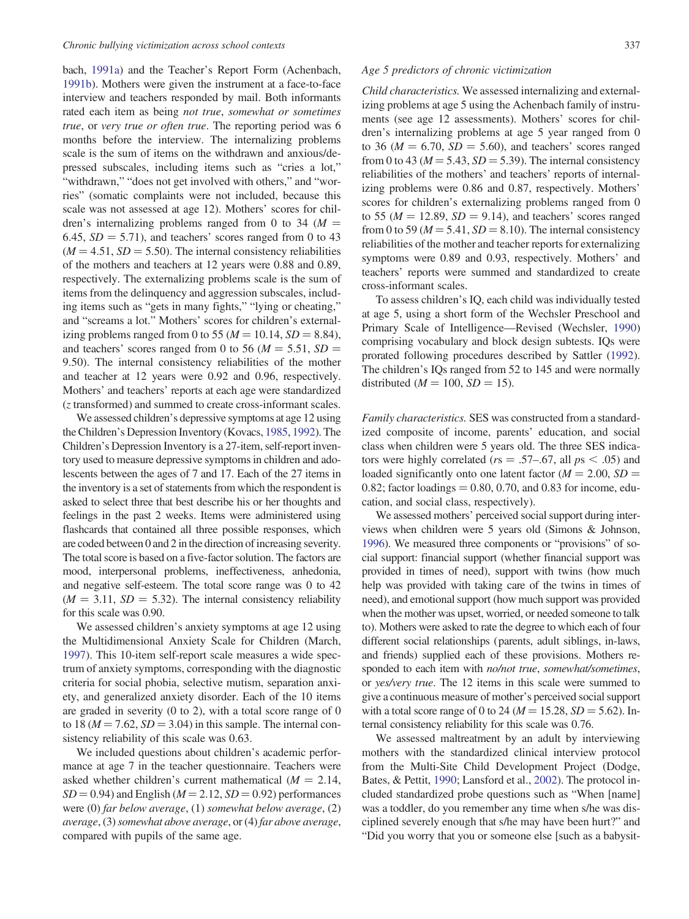bach, 1991a) and the Teacher's Report Form (Achenbach, 1991b). Mothers were given the instrument at a face-to-face interview and teachers responded by mail. Both informants rated each item as being *not true*, *somewhat or sometimes true*, or *very true or often true*. The reporting period was 6 months before the interview. The internalizing problems scale is the sum of items on the withdrawn and anxious/depressed subscales, including items such as "cries a lot," "withdrawn," "does not get involved with others," and "worries" (somatic complaints were not included, because this scale was not assessed at age 12). Mothers' scores for children's internalizing problems ranged from 0 to 34 ($M$ = 6.45, $SD$ = 5.71), and teachers' scores ranged from 0 to 43 ($M$ = 4.51, $SD$ = 5.50). The internal consistency reliabilities of the mothers and teachers at 12 years were 0.88 and 0.89, respectively. The externalizing problems scale is the sum of items from the delinquency and aggression subscales, including items such as "gets in many fights," "lying or cheating," and "screams a lot." Mothers' scores for children's externalizing problems ranged from 0 to 55 ($M$ = 10.14, $SD$ = 8.84), and teachers' scores ranged from 0 to 56 ($M$ = 5.51, $SD$ = 9.50). The internal consistency reliabilities of the mother and teacher at 12 years were 0.92 and 0.96, respectively. Mothers' and teachers' reports at each age were standardized ($z$ transformed) and summed to create cross-informant scales.

We assessed children's depressive symptoms at age 12 using the Children's Depression Inventory (Kovacs, 1985, 1992). The Children's Depression Inventory is a 27-item, self-report inventory used to measure depressive symptoms in children and adolescents between the ages of 7 and 17. Each of the 27 items in the inventory is a set of statements from which the respondent is asked to select three that best describe his or her thoughts and feelings in the past 2 weeks. Items were administered using flashcards that contained all three possible responses, which are coded between 0 and 2 in the direction of increasing severity. The total score is based on a five-factor solution. The factors are mood, interpersonal problems, ineffectiveness, anhedonia, and negative self-esteem. The total score range was 0 to 42 ($M$ = 3.11, $SD$ = 5.32). The internal consistency reliability for this scale was 0.90.

We assessed children's anxiety symptoms at age 12 using the Multidimensional Anxiety Scale for Children (March, 1997). This 10-item self-report scale measures a wide spectrum of anxiety symptoms, corresponding with the diagnostic criteria for social phobia, selective mutism, separation anxiety, and generalized anxiety disorder. Each of the 10 items are graded in severity (0 to 2), with a total score range of 0 to 18 ($M$ = 7.62, $SD$ = 3.04) in this sample. The internal consistency reliability of this scale was 0.63.

We included questions about children's academic performance at age 7 in the teacher questionnaire. Teachers were asked whether children's current mathematical ($M$ = 2.14, $SD$ = 0.94) and English ($M$ = 2.12, $SD$ = 0.92) performances were (0) *far below average*, (1) *somewhat below average*, (2) *average*, (3) *somewhat above average*, or (4) *far above average*, compared with pupils of the same age.

### *Age 5 predictors of chronic victimization*

*Child characteristics.* We assessed internalizing and externalizing problems at age 5 using the Achenbach family of instruments (see age 12 assessments). Mothers' scores for children's internalizing problems at age 5 year ranged from 0 to 36 ($M$ = 6.70, $SD$ = 5.60), and teachers' scores ranged from 0 to 43 ($M$ = 5.43, $SD$ = 5.39). The internal consistency reliabilities of the mothers' and teachers' reports of internalizing problems were 0.86 and 0.87, respectively. Mothers' scores for children's externalizing problems ranged from 0 to 55 ($M$ = 12.89, $SD$ = 9.14), and teachers' scores ranged from 0 to 59 ($M$ = 5.41, $SD$ = 8.10). The internal consistency reliabilities of the mother and teacher reports for externalizing symptoms were 0.89 and 0.93, respectively. Mothers' and teachers' reports were summed and standardized to create cross-informant scales.

To assess children's IQ, each child was individually tested at age 5, using a short form of the Wechsler Preschool and Primary Scale of Intelligence—Revised (Wechsler, 1990) comprising vocabulary and block design subtests. IQs were prorated following procedures described by Sattler (1992). The children's IQs ranged from 52 to 145 and were normally distributed ($M$ = 100, $SD$ = 15).

*Family characteristics.* SES was constructed from a standardized composite of income, parents' education, and social class when children were 5 years old. The three SES indicators were highly correlated ($r$s = .57–.67, all $p$s < .05) and loaded significantly onto one latent factor ($M$ = 2.00, $SD$ = 0.82; factor loadings = 0.80, 0.70, and 0.83 for income, education, and social class, respectively).

We assessed mothers' perceived social support during interviews when children were 5 years old (Simons & Johnson, 1996). We measured three components or "provisions" of social support: financial support (whether financial support was provided in times of need), support with twins (how much help was provided with taking care of the twins in times of need), and emotional support (how much support was provided when the mother was upset, worried, or needed someone to talk to). Mothers were asked to rate the degree to which each of four different social relationships (parents, adult siblings, in-laws, and friends) supplied each of these provisions. Mothers responded to each item with *no/not true*, *somewhat/sometimes*, or *yes/very true*. The 12 items in this scale were summed to give a continuous measure of mother's perceived social support with a total score range of 0 to 24 ($M$ = 15.28, $SD$ = 5.62). Internal consistency reliability for this scale was 0.76.

We assessed maltreatment by an adult by interviewing mothers with the standardized clinical interview protocol from the Multi-Site Child Development Project (Dodge, Bates, & Pettit, 1990; Lansford et al., 2002). The protocol included standardized probe questions such as "When [name] was a toddler, do you remember any time when s/he was disciplined severely enough that s/he may have been hurt?" and "Did you worry that you or someone else [such as a babysit-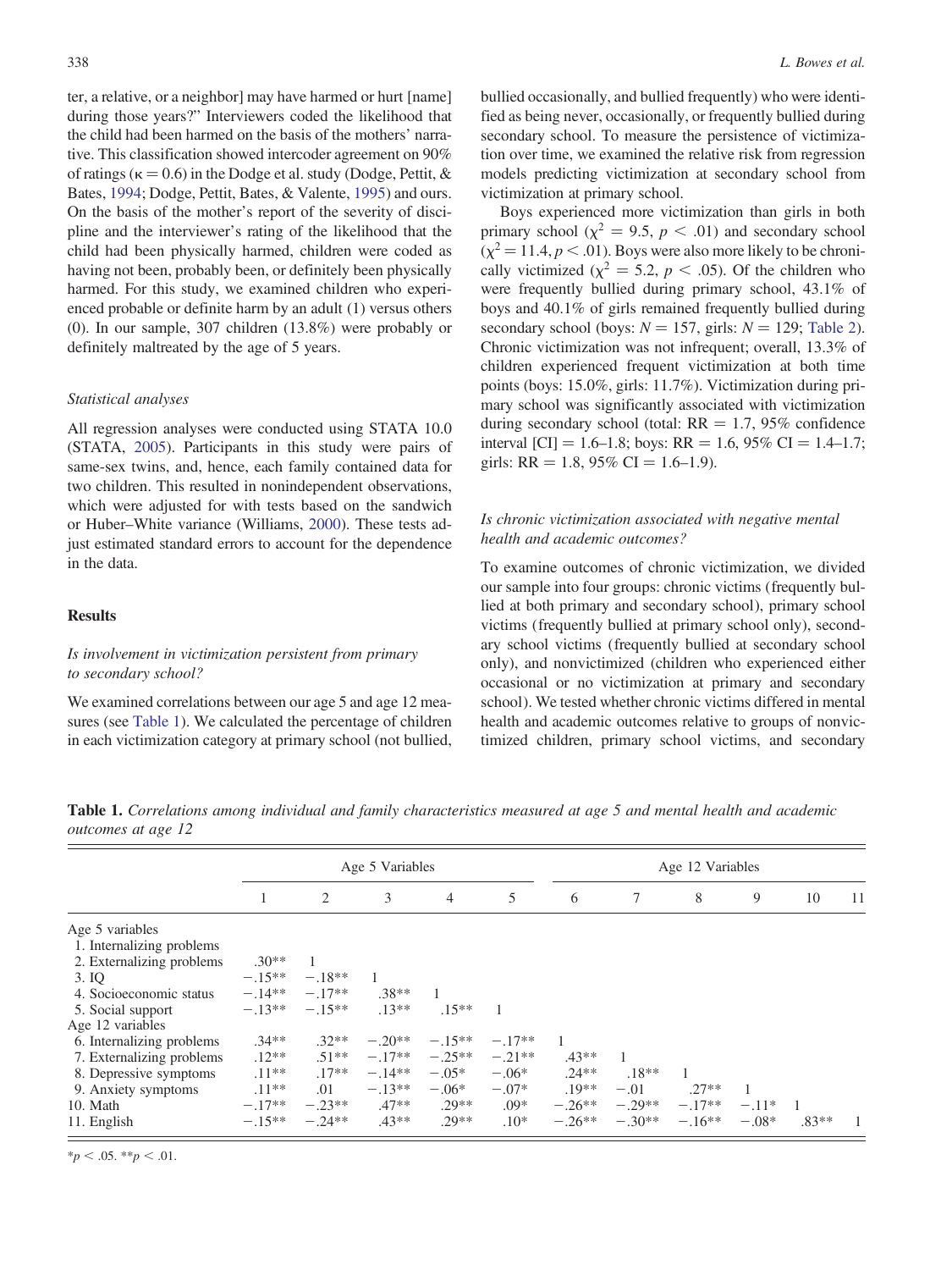ter, a relative, or a neighbor] may have harmed or hurt [name] during those years?" Interviewers coded the likelihood that the child had been harmed on the basis of the mothers' narrative. This classification showed intercoder agreement on 90% of ratings ($\kappa = 0.6$) in the Dodge et al. study (Dodge, Pettit, & Bates, 1994; Dodge, Pettit, Bates, & Valente, 1995) and ours. On the basis of the mother's report of the severity of discipline and the interviewer's rating of the likelihood that the child had been physically harmed, children were coded as having not been, probably been, or definitely been physically harmed. For this study, we examined children who experienced probable or definite harm by an adult (1) versus others (0). In our sample, 307 children (13.8%) were probably or definitely maltreated by the age of 5 years.

### *Statistical analyses*

All regression analyses were conducted using STATA 10.0 (STATA, 2005). Participants in this study were pairs of same-sex twins, and, hence, each family contained data for two children. This resulted in nonindependent observations, which were adjusted for with tests based on the sandwich or Huber–White variance (Williams, 2000). These tests adjust estimated standard errors to account for the dependence in the data.

## Results

### *Is involvement in victimization persistent from primary to secondary school?*

We examined correlations between our age 5 and age 12 measures (see Table 1). We calculated the percentage of children in each victimization category at primary school (not bullied, bullied occasionally, and bullied frequently) who were identified as being never, occasionally, or frequently bullied during secondary school. To measure the persistence of victimization over time, we examined the relative risk from regression models predicting victimization at secondary school from victimization at primary school.

Boys experienced more victimization than girls in both primary school ($\chi^2 = 9.5$, $p < .01$) and secondary school ($\chi^2 = 11.4$, $p < .01$). Boys were also more likely to be chronically victimized ($\chi^2 = 5.2$, $p < .05$). Of the children who were frequently bullied during primary school, 43.1% of boys and 40.1% of girls remained frequently bullied during secondary school (boys: $N = 157$, girls: $N = 129$; Table 2). Chronic victimization was not infrequent; overall, 13.3% of children experienced frequent victimization at both time points (boys: 15.0%, girls: 11.7%). Victimization during primary school was significantly associated with victimization during secondary school (total: RR = 1.7, 95% confidence interval [CI] = 1.6–1.8; boys: RR = 1.6, 95% CI = 1.4–1.7; girls: RR = 1.8, 95% CI = 1.6–1.9).

### *Is chronic victimization associated with negative mental health and academic outcomes?*

To examine outcomes of chronic victimization, we divided our sample into four groups: chronic victims (frequently bullied at both primary and secondary school), primary school victims (frequently bullied at primary school only), secondary school victims (frequently bullied at secondary school only), and nonvictimized (children who experienced either occasional or no victimization at primary and secondary school). We tested whether chronic victims differed in mental health and academic outcomes relative to groups of nonvictimized children, primary school victims, and secondary

**Table 1.** *Correlations among individual and family characteristics measured at age 5 and mental health and academic outcomes at age 12*

| | Age 5 Variables | | | | | Age 12 Variables | | | | | |
|---|---|---|---|---|---|---|---|---|---|---|---|
| | 1 | 2 | 3 | 4 | 5 | 6 | 7 | 8 | 9 | 10 | 11 |
| Age 5 variables | | | | | | | | | | | |
| 1. Internalizing problems | | | | | | | | | | | |
| 2. Externalizing problems | .30** | 1 | | | | | | | | | |
| 3. IQ | −.15** | −.18** | 1 | | | | | | | | |
| 4. Socioeconomic status | −.14** | −.17** | .38** | 1 | | | | | | | |
| 5. Social support | −.13** | −.15** | .13** | .15** | 1 | | | | | | |
| Age 12 variables | | | | | | | | | | | |
| 6. Internalizing problems | .34** | .32** | −.20** | −.15** | −.17** | 1 | | | | | |
| 7. Externalizing problems | .12** | .51** | −.17** | −.25** | −.21** | .43** | 1 | | | | |
| 8. Depressive symptoms | .11** | .17** | −.14** | −.05* | −.06* | .24** | .18** | 1 | | | |
| 9. Anxiety symptoms | .11** | .01 | −.13** | −.06* | −.07* | .19** | −.01 | .27** | 1 | | |
| 10. Math | −.17** | −.23** | .47** | .29** | .09* | −.26** | −.29** | −.17** | −.11* | 1 | |
| 11. English | −.15** | −.24** | .43** | .29** | .10* | −.26** | −.30** | −.16** | −.08* | .83** | 1 |

*$p < .05$. **$p < .01$.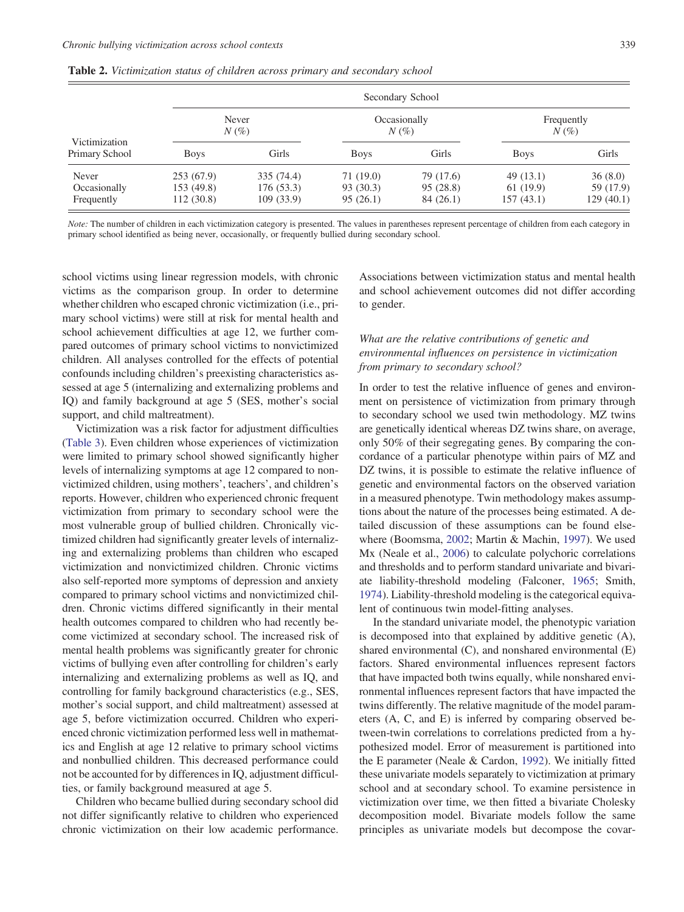**Table 2.** *Victimization status of children across primary and secondary school*

| Victimization Primary School | Secondary School | | | | | |
|---|---|---|---|---|---|---|
| | Never *N* (%) | | Occasionally *N* (%) | | Frequently *N* (%) | |
| | Boys | Girls | Boys | Girls | Boys | Girls |
| Never | 253 (67.9) | 335 (74.4) | 71 (19.0) | 79 (17.6) | 49 (13.1) | 36 (8.0) |
| Occasionally | 153 (49.8) | 176 (53.3) | 93 (30.3) | 95 (28.8) | 61 (19.9) | 59 (17.9) |
| Frequently | 112 (30.8) | 109 (33.9) | 95 (26.1) | 84 (26.1) | 157 (43.1) | 129 (40.1) |

*Note:* The number of children in each victimization category is presented. The values in parentheses represent percentage of children from each category in primary school identified as being never, occasionally, or frequently bullied during secondary school.

school victims using linear regression models, with chronic victims as the comparison group. In order to determine whether children who escaped chronic victimization (i.e., primary school victims) were still at risk for mental health and school achievement difficulties at age 12, we further compared outcomes of primary school victims to nonvictimized children. All analyses controlled for the effects of potential confounds including children's preexisting characteristics assessed at age 5 (internalizing and externalizing problems and IQ) and family background at age 5 (SES, mother's social support, and child maltreatment).

Victimization was a risk factor for adjustment difficulties (Table 3). Even children whose experiences of victimization were limited to primary school showed significantly higher levels of internalizing symptoms at age 12 compared to nonvictimized children, using mothers', teachers', and children's reports. However, children who experienced chronic frequent victimization from primary to secondary school were the most vulnerable group of bullied children. Chronically victimized children had significantly greater levels of internalizing and externalizing problems than children who escaped victimization and nonvictimized children. Chronic victims also self-reported more symptoms of depression and anxiety compared to primary school victims and nonvictimized children. Chronic victims differed significantly in their mental health outcomes compared to children who had recently become victimized at secondary school. The increased risk of mental health problems was significantly greater for chronic victims of bullying even after controlling for children's early internalizing and externalizing problems as well as IQ, and controlling for family background characteristics (e.g., SES, mother's social support, and child maltreatment) assessed at age 5, before victimization occurred. Children who experienced chronic victimization performed less well in mathematics and English at age 12 relative to primary school victims and nonbullied children. This decreased performance could not be accounted for by differences in IQ, adjustment difficulties, or family background measured at age 5.

Children who became bullied during secondary school did not differ significantly relative to children who experienced chronic victimization on their low academic performance. Associations between victimization status and mental health and school achievement outcomes did not differ according to gender.

### *What are the relative contributions of genetic and environmental influences on persistence in victimization from primary to secondary school?*

In order to test the relative influence of genes and environment on persistence of victimization from primary through to secondary school we used twin methodology. MZ twins are genetically identical whereas DZ twins share, on average, only 50% of their segregating genes. By comparing the concordance of a particular phenotype within pairs of MZ and DZ twins, it is possible to estimate the relative influence of genetic and environmental factors on the observed variation in a measured phenotype. Twin methodology makes assumptions about the nature of the processes being estimated. A detailed discussion of these assumptions can be found elsewhere (Boomsma, 2002; Martin & Machin, 1997). We used Mx (Neale et al., 2006) to calculate polychoric correlations and thresholds and to perform standard univariate and bivariate liability-threshold modeling (Falconer, 1965; Smith, 1974). Liability-threshold modeling is the categorical equivalent of continuous twin model-fitting analyses.

In the standard univariate model, the phenotypic variation is decomposed into that explained by additive genetic (A), shared environmental (C), and nonshared environmental (E) factors. Shared environmental influences represent factors that have impacted both twins equally, while nonshared environmental influences represent factors that have impacted the twins differently. The relative magnitude of the model parameters (A, C, and E) is inferred by comparing observed between-twin correlations to correlations predicted from a hypothesized model. Error of measurement is partitioned into the E parameter (Neale & Cardon, 1992). We initially fitted these univariate models separately to victimization at primary school and at secondary school. To examine persistence in victimization over time, we then fitted a bivariate Cholesky decomposition model. Bivariate models follow the same principles as univariate models but decompose the covar-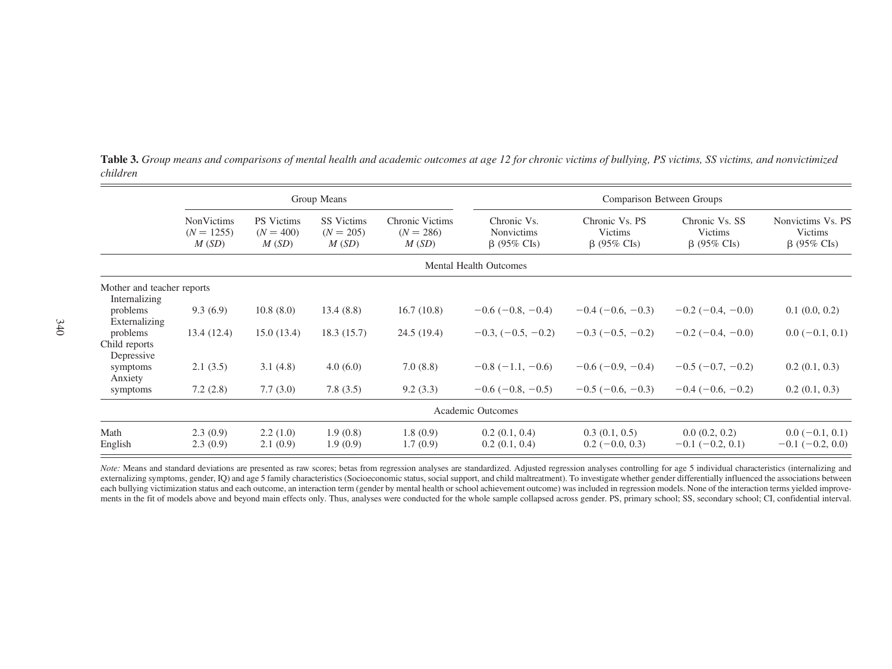**Table 3.** *Group means and comparisons of mental health and academic outcomes at age 12 for chronic victims of bullying, PS victims, SS victims, and nonvictimized children*

| | Group Means | | | | Comparison Between Groups | | | |
|---|---|---|---|---|---|---|---|---|
| | NonVictims ($N = 1255$) *M* (*SD*) | PS Victims ($N = 400$) *M* (*SD*) | SS Victims ($N = 205$) *M* (*SD*) | Chronic Victims ($N = 286$) *M* (*SD*) | Chronic Vs. Nonvictims β (95% CIs) | Chronic Vs. PS Victims β (95% CIs) | Chronic Vs. SS Victims β (95% CIs) | Nonvictims Vs. PS Victims β (95% CIs) |
| **Mental Health Outcomes** | | | | | | | | |
| Mother and teacher reports | | | | | | | | |
| Internalizing problems | 9.3 (6.9) | 10.8 (8.0) | 13.4 (8.8) | 16.7 (10.8) | −0.6 (−0.8, −0.4) | −0.4 (−0.6, −0.3) | −0.2 (−0.4, −0.0) | 0.1 (0.0, 0.2) |
| Externalizing problems | 13.4 (12.4) | 15.0 (13.4) | 18.3 (15.7) | 24.5 (19.4) | −0.3, (−0.5, −0.2) | −0.3 (−0.5, −0.2) | −0.2 (−0.4, −0.0) | 0.0 (−0.1, 0.1) |
| Child reports | | | | | | | | |
| Depressive symptoms | 2.1 (3.5) | 3.1 (4.8) | 4.0 (6.0) | 7.0 (8.8) | −0.8 (−1.1, −0.6) | −0.6 (−0.9, −0.4) | −0.5 (−0.7, −0.2) | 0.2 (0.1, 0.3) |
| Anxiety symptoms | 7.2 (2.8) | 7.7 (3.0) | 7.8 (3.5) | 9.2 (3.3) | −0.6 (−0.8, −0.5) | −0.5 (−0.6, −0.3) | −0.4 (−0.6, −0.2) | 0.2 (0.1, 0.3) |
| **Academic Outcomes** | | | | | | | | |
| Math | 2.3 (0.9) | 2.2 (1.0) | 1.9 (0.8) | 1.8 (0.9) | 0.2 (0.1, 0.4) | 0.3 (0.1, 0.5) | 0.0 (0.2, 0.2) | 0.0 (−0.1, 0.1) |
| English | 2.3 (0.9) | 2.1 (0.9) | 1.9 (0.9) | 1.7 (0.9) | 0.2 (0.1, 0.4) | 0.2 (−0.0, 0.3) | −0.1 (−0.2, 0.1) | −0.1 (−0.2, 0.0) |

*Note:* Means and standard deviations are presented as raw scores; betas from regression analyses are standardized. Adjusted regression analyses controlling for age 5 individual characteristics (internalizing and externalizing symptoms, gender, IQ) and age 5 family characteristics (Socioeconomic status, social support, and child maltreatment). To investigate whether gender differentially influenced the associations between each bullying victimization status and each outcome, an interaction term (gender by mental health or school achievement outcome) was included in regression models. None of the interaction terms yielded improvements in the fit of models above and beyond main effects only. Thus, analyses were conducted for the whole sample collapsed across gender. PS, primary school; SS, secondary school; CI, confidential interval.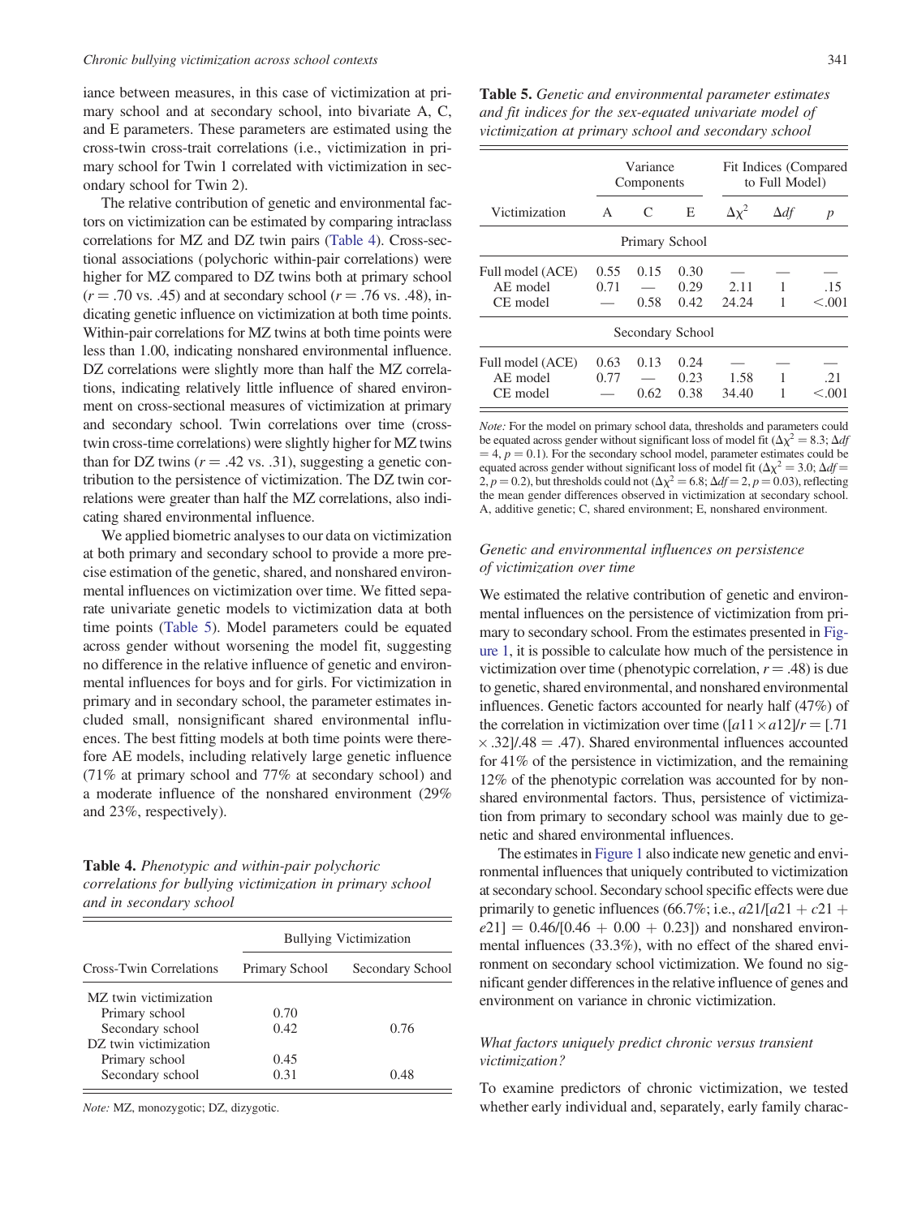iance between measures, in this case of victimization at primary school and at secondary school, into bivariate A, C, and E parameters. These parameters are estimated using the cross-twin cross-trait correlations (i.e., victimization in primary school for Twin 1 correlated with victimization in secondary school for Twin 2).

The relative contribution of genetic and environmental factors on victimization can be estimated by comparing intraclass correlations for MZ and DZ twin pairs (Table 4). Cross-sectional associations (polychoric within-pair correlations) were higher for MZ compared to DZ twins both at primary school ($r = .70$ vs. .45) and at secondary school ($r = .76$ vs. .48), indicating genetic influence on victimization at both time points. Within-pair correlations for MZ twins at both time points were less than 1.00, indicating nonshared environmental influence. DZ correlations were slightly more than half the MZ correlations, indicating relatively little influence of shared environment on cross-sectional measures of victimization at primary and secondary school. Twin correlations over time (cross-twin cross-time correlations) were slightly higher for MZ twins than for DZ twins ($r = .42$ vs. .31), suggesting a genetic contribution to the persistence of victimization. The DZ twin correlations were greater than half the MZ correlations, also indicating shared environmental influence.

We applied biometric analyses to our data on victimization at both primary and secondary school to provide a more precise estimation of the genetic, shared, and nonshared environmental influences on victimization over time. We fitted separate univariate genetic models to victimization data at both time points (Table 5). Model parameters could be equated across gender without worsening the model fit, suggesting no difference in the relative influence of genetic and environmental influences for boys and for girls. For victimization in primary and in secondary school, the parameter estimates included small, nonsignificant shared environmental influences. The best fitting models at both time points were therefore AE models, including relatively large genetic influence (71% at primary school and 77% at secondary school) and a moderate influence of the nonshared environment (29% and 23%, respectively).

**Table 4.** *Phenotypic and within-pair polychoric correlations for bullying victimization in primary school and in secondary school*

| | Bullying Victimization | |
|---|---|---|
| Cross-Twin Correlations | Primary School | Secondary School |
| MZ twin victimization | | |
| Primary school | 0.70 | |
| Secondary school | 0.42 | 0.76 |
| DZ twin victimization | | |
| Primary school | 0.45 | |
| Secondary school | 0.31 | 0.48 |

*Note:* MZ, monozygotic; DZ, dizygotic.

**Table 5.** *Genetic and environmental parameter estimates and fit indices for the sex-equated univariate model of victimization at primary school and secondary school*

| | Variance Components | | | Fit Indices (Compared to Full Model) | | |
|---|---|---|---|---|---|---|
| Victimization | A | C | E | $\Delta\chi^2$ | $\Delta df$ | $p$ |
| **Primary School** | | | | | | |
| Full model (ACE) | 0.55 | 0.15 | 0.30 | — | — | — |
| AE model | 0.71 | — | 0.29 | 2.11 | 1 | .15 |
| CE model | — | 0.58 | 0.42 | 24.24 | 1 | <.001 |
| **Secondary School** | | | | | | |
| Full model (ACE) | 0.63 | 0.13 | 0.24 | — | — | — |
| AE model | 0.77 | — | 0.23 | 1.58 | 1 | .21 |
| CE model | — | 0.62 | 0.38 | 34.40 | 1 | <.001 |

*Note:* For the model on primary school data, thresholds and parameters could be equated across gender without significant loss of model fit ($\Delta\chi^2 = 8.3$; $\Delta df = 4$, $p = 0.1$). For the secondary school model, parameter estimates could be equated across gender without significant loss of model fit ($\Delta\chi^2 = 3.0$; $\Delta df = 2$, $p = 0.2$), but thresholds could not ($\Delta\chi^2 = 6.8$; $\Delta df = 2$, $p = 0.03$), reflecting the mean gender differences observed in victimization at secondary school. A, additive genetic; C, shared environment; E, nonshared environment.

### *Genetic and environmental influences on persistence of victimization over time*

We estimated the relative contribution of genetic and environmental influences on the persistence of victimization from primary to secondary school. From the estimates presented in Figure 1, it is possible to calculate how much of the persistence in victimization over time (phenotypic correlation, $r = .48$) is due to genetic, shared environmental, and nonshared environmental influences. Genetic factors accounted for nearly half (47%) of the correlation in victimization over time ($[a11 \times a12]/r = [.71 \times .32]/.48 = .47$). Shared environmental influences accounted for 41% of the persistence in victimization, and the remaining 12% of the phenotypic correlation was accounted for by nonshared environmental factors. Thus, persistence of victimization from primary to secondary school was mainly due to genetic and shared environmental influences.

The estimates in Figure 1 also indicate new genetic and environmental influences that uniquely contributed to victimization at secondary school. Secondary school specific effects were due primarily to genetic influences (66.7%; i.e., $a21/[a21 + c21 + e21] = 0.46/[0.46 + 0.00 + 0.23]$) and nonshared environmental influences (33.3%), with no effect of the shared environment on secondary school victimization. We found no significant gender differences in the relative influence of genes and environment on variance in chronic victimization.

### *What factors uniquely predict chronic versus transient victimization?*

To examine predictors of chronic victimization, we tested whether early individual and, separately, early family charac-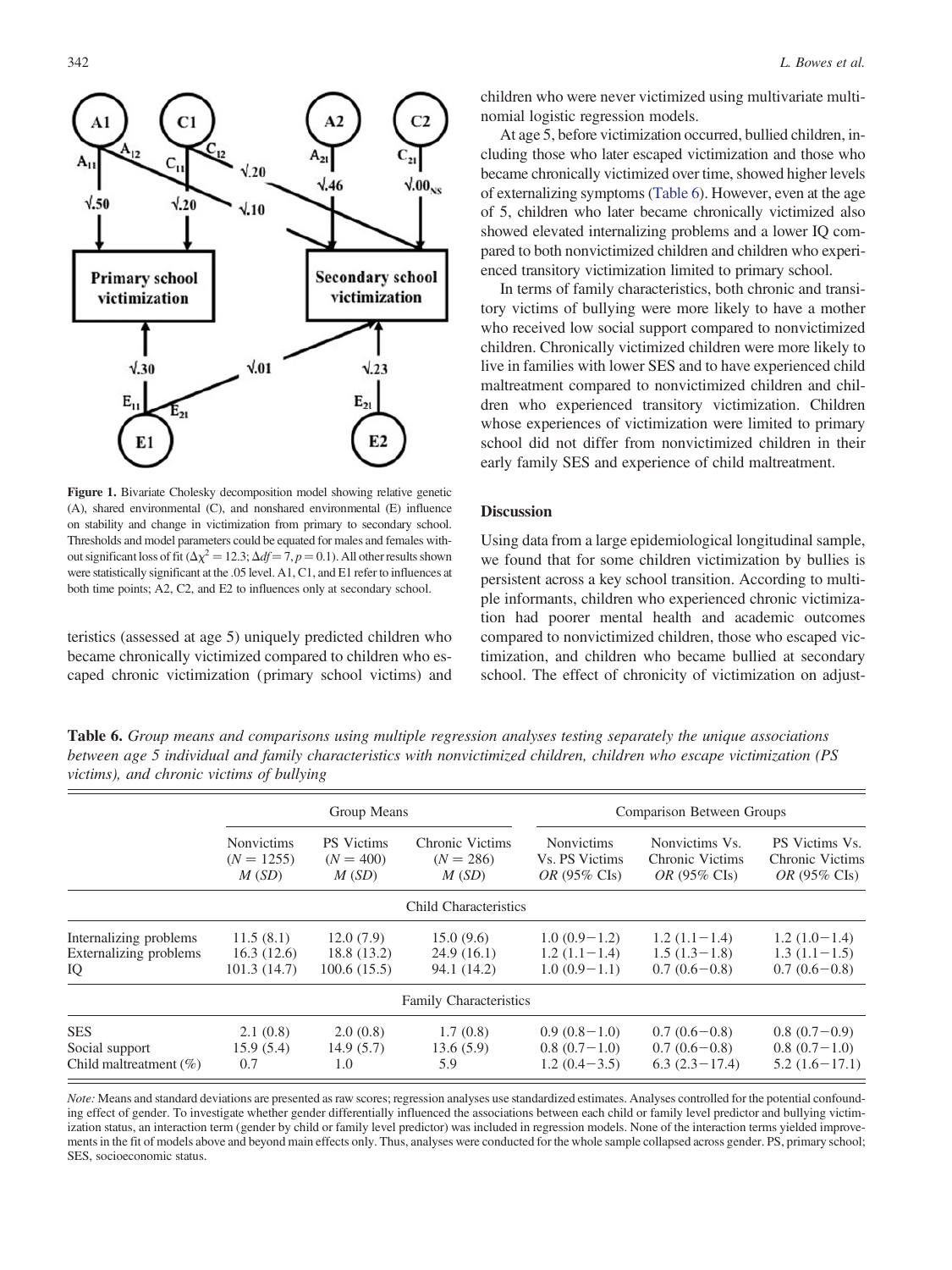Figure 1. Bivariate Cholesky decomposition model showing relative genetic (A), shared environmental (C), and nonshared environmental (E) influence on stability and change in victimization from primary to secondary school. Thresholds and model parameters could be equated for males and females without significant loss of fit ($\Delta\chi^2 = 12.3$; $\Delta df = 7$, $p = 0.1$). All other results shown were statistically significant at the .05 level. A1, C1, and E1 refer to influences at both time points; A2, C2, and E2 to influences only at secondary school.

teristics (assessed at age 5) uniquely predicted children who became chronically victimized compared to children who escaped chronic victimization (primary school victims) and children who were never victimized using multivariate multinomial logistic regression models.

At age 5, before victimization occurred, bullied children, including those who later escaped victimization and those who became chronically victimized over time, showed higher levels of externalizing symptoms (Table 6). However, even at the age of 5, children who later became chronically victimized also showed elevated internalizing problems and a lower IQ compared to both nonvictimized children and children who experienced transitory victimization limited to primary school.

In terms of family characteristics, both chronic and transitory victims of bullying were more likely to have a mother who received low social support compared to nonvictimized children. Chronically victimized children were more likely to live in families with lower SES and to have experienced child maltreatment compared to nonvictimized children and children who experienced transitory victimization. Children whose experiences of victimization were limited to primary school did not differ from nonvictimized children in their early family SES and experience of child maltreatment.

## Discussion

Using data from a large epidemiological longitudinal sample, we found that for some children victimization by bullies is persistent across a key school transition. According to multiple informants, children who experienced chronic victimization had poorer mental health and academic outcomes compared to nonvictimized children, those who escaped victimization, and children who became bullied at secondary school. The effect of chronicity of victimization on adjust-

**Table 6.** *Group means and comparisons using multiple regression analyses testing separately the unique associations between age 5 individual and family characteristics with nonvictimized children, children who escape victimization (PS victims), and chronic victims of bullying*

| | Group Means | | | Comparison Between Groups | | |
|---|---|---|---|---|---|---|
| | Nonvictims ($N = 1255$) *M* (*SD*) | PS Victims ($N = 400$) *M* (*SD*) | Chronic Victims ($N = 286$) *M* (*SD*) | Nonvictims Vs. PS Victims *OR* (95% CIs) | Nonvictims Vs. Chronic Victims *OR* (95% CIs) | PS Victims Vs. Chronic Victims *OR* (95% CIs) |
| **Child Characteristics** | | | | | | |
| Internalizing problems | 11.5 (8.1) | 12.0 (7.9) | 15.0 (9.6) | 1.0 (0.9−1.2) | 1.2 (1.1−1.4) | 1.2 (1.0−1.4) |
| Externalizing problems | 16.3 (12.6) | 18.8 (13.2) | 24.9 (16.1) | 1.2 (1.1−1.4) | 1.5 (1.3−1.8) | 1.3 (1.1−1.5) |
| IQ | 101.3 (14.7) | 100.6 (15.5) | 94.1 (14.2) | 1.0 (0.9−1.1) | 0.7 (0.6−0.8) | 0.7 (0.6−0.8) |
| **Family Characteristics** | | | | | | |
| SES | 2.1 (0.8) | 2.0 (0.8) | 1.7 (0.8) | 0.9 (0.8−1.0) | 0.7 (0.6−0.8) | 0.8 (0.7−0.9) |
| Social support | 15.9 (5.4) | 14.9 (5.7) | 13.6 (5.9) | 0.8 (0.7−1.0) | 0.7 (0.6−0.8) | 0.8 (0.7−1.0) |
| Child maltreatment (%) | 0.7 | 1.0 | 5.9 | 1.2 (0.4−3.5) | 6.3 (2.3−17.4) | 5.2 (1.6−17.1) |

*Note:* Means and standard deviations are presented as raw scores; regression analyses use standardized estimates. Analyses controlled for the potential confounding effect of gender. To investigate whether gender differentially influenced the associations between each child or family level predictor and bullying victimization status, an interaction term (gender by child or family level predictor) was included in regression models. None of the interaction terms yielded improvements in the fit of models above and beyond main effects only. Thus, analyses were conducted for the whole sample collapsed across gender. PS, primary school; SES, socioeconomic status.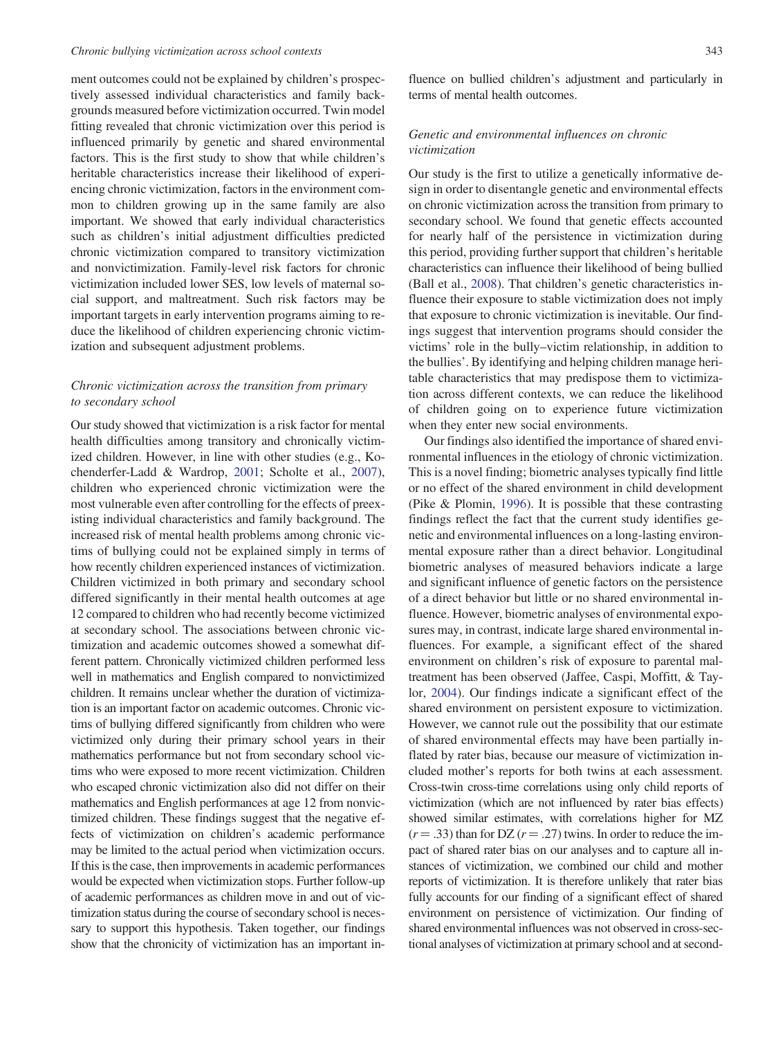ment outcomes could not be explained by children's prospectively assessed individual characteristics and family backgrounds measured before victimization occurred. Twin model fitting revealed that chronic victimization over this period is influenced primarily by genetic and shared environmental factors. This is the first study to show that while children's heritable characteristics increase their likelihood of experiencing chronic victimization, factors in the environment common to children growing up in the same family are also important. We showed that early individual characteristics such as children's initial adjustment difficulties predicted chronic victimization compared to transitory victimization and nonvictimization. Family-level risk factors for chronic victimization included lower SES, low levels of maternal social support, and maltreatment. Such risk factors may be important targets in early intervention programs aiming to reduce the likelihood of children experiencing chronic victimization and subsequent adjustment problems.

### *Chronic victimization across the transition from primary to secondary school*

Our study showed that victimization is a risk factor for mental health difficulties among transitory and chronically victimized children. However, in line with other studies (e.g., Kochenderfer-Ladd & Wardrop, 2001; Scholte et al., 2007), children who experienced chronic victimization were the most vulnerable even after controlling for the effects of preexisting individual characteristics and family background. The increased risk of mental health problems among chronic victims of bullying could not be explained simply in terms of how recently children experienced instances of victimization. Children victimized in both primary and secondary school differed significantly in their mental health outcomes at age 12 compared to children who had recently become victimized at secondary school. The associations between chronic victimization and academic outcomes showed a somewhat different pattern. Chronically victimized children performed less well in mathematics and English compared to nonvictimized children. It remains unclear whether the duration of victimization is an important factor on academic outcomes. Chronic victims of bullying differed significantly from children who were victimized only during their primary school years in their mathematics performance but not from secondary school victims who were exposed to more recent victimization. Children who escaped chronic victimization also did not differ on their mathematics and English performances at age 12 from nonvictimized children. These findings suggest that the negative effects of victimization on children's academic performance may be limited to the actual period when victimization occurs. If this is the case, then improvements in academic performances would be expected when victimization stops. Further follow-up of academic performances as children move in and out of victimization status during the course of secondary school is necessary to support this hypothesis. Taken together, our findings show that the chronicity of victimization has an important influence on bullied children's adjustment and particularly in terms of mental health outcomes.

### *Genetic and environmental influences on chronic victimization*

Our study is the first to utilize a genetically informative design in order to disentangle genetic and environmental effects on chronic victimization across the transition from primary to secondary school. We found that genetic effects accounted for nearly half of the persistence in victimization during this period, providing further support that children's heritable characteristics can influence their likelihood of being bullied (Ball et al., 2008). That children's genetic characteristics influence their exposure to stable victimization does not imply that exposure to chronic victimization is inevitable. Our findings suggest that intervention programs should consider the victims' role in the bully–victim relationship, in addition to the bullies'. By identifying and helping children manage heritable characteristics that may predispose them to victimization across different contexts, we can reduce the likelihood of children going on to experience future victimization when they enter new social environments.

Our findings also identified the importance of shared environmental influences in the etiology of chronic victimization. This is a novel finding; biometric analyses typically find little or no effect of the shared environment in child development (Pike & Plomin, 1996). It is possible that these contrasting findings reflect the fact that the current study identifies genetic and environmental influences on a long-lasting environmental exposure rather than a direct behavior. Longitudinal biometric analyses of measured behaviors indicate a large and significant influence of genetic factors on the persistence of a direct behavior but little or no shared environmental influence. However, biometric analyses of environmental exposures may, in contrast, indicate large shared environmental influences. For example, a significant effect of the shared environment on children's risk of exposure to parental maltreatment has been observed (Jaffee, Caspi, Moffitt, & Taylor, 2004). Our findings indicate a significant effect of the shared environment on persistent exposure to victimization. However, we cannot rule out the possibility that our estimate of shared environmental effects may have been partially inflated by rater bias, because our measure of victimization included mother's reports for both twins at each assessment. Cross-twin cross-time correlations using only child reports of victimization (which are not influenced by rater bias effects) showed similar estimates, with correlations higher for MZ ($r = .33$) than for DZ ($r = .27$) twins. In order to reduce the impact of shared rater bias on our analyses and to capture all instances of victimization, we combined our child and mother reports of victimization. It is therefore unlikely that rater bias fully accounts for our finding of a significant effect of shared environment on persistence of victimization. Our finding of shared environmental influences was not observed in cross-sectional analyses of victimization at primary school and at second-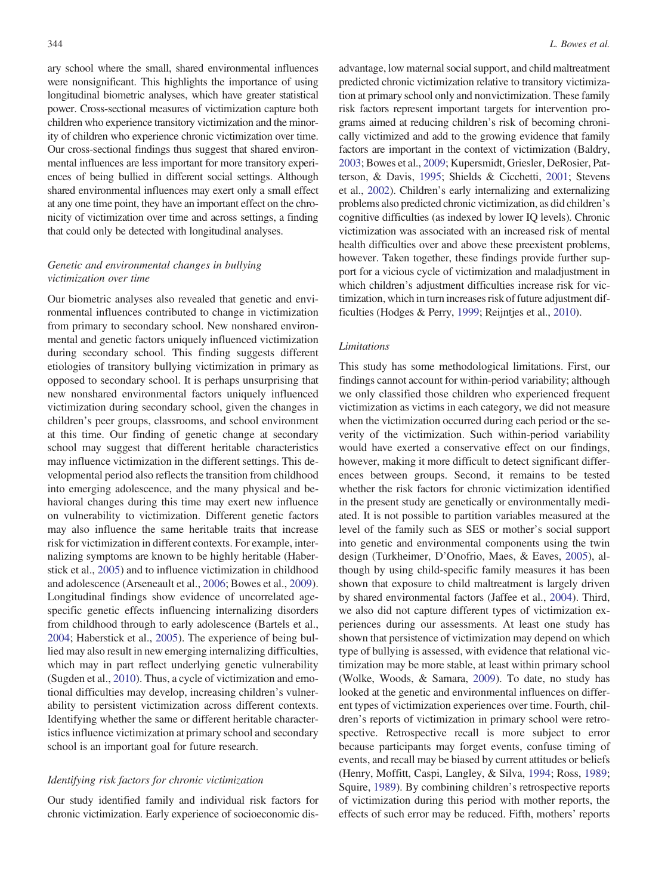ary school where the small, shared environmental influences were nonsignificant. This highlights the importance of using longitudinal biometric analyses, which have greater statistical power. Cross-sectional measures of victimization capture both children who experience transitory victimization and the minority of children who experience chronic victimization over time. Our cross-sectional findings thus suggest that shared environmental influences are less important for more transitory experiences of being bullied in different social settings. Although shared environmental influences may exert only a small effect at any one time point, they have an important effect on the chronicity of victimization over time and across settings, a finding that could only be detected with longitudinal analyses.

### *Genetic and environmental changes in bullying victimization over time*

Our biometric analyses also revealed that genetic and environmental influences contributed to change in victimization from primary to secondary school. New nonshared environmental and genetic factors uniquely influenced victimization during secondary school. This finding suggests different etiologies of transitory bullying victimization in primary as opposed to secondary school. It is perhaps unsurprising that new nonshared environmental factors uniquely influenced victimization during secondary school, given the changes in children's peer groups, classrooms, and school environment at this time. Our finding of genetic change at secondary school may suggest that different heritable characteristics may influence victimization in the different settings. This developmental period also reflects the transition from childhood into emerging adolescence, and the many physical and behavioral changes during this time may exert new influence on vulnerability to victimization. Different genetic factors may also influence the same heritable traits that increase risk for victimization in different contexts. For example, internalizing symptoms are known to be highly heritable (Haberstick et al., 2005) and to influence victimization in childhood and adolescence (Arseneault et al., 2006; Bowes et al., 2009). Longitudinal findings show evidence of uncorrelated age-specific genetic effects influencing internalizing disorders from childhood through to early adolescence (Bartels et al., 2004; Haberstick et al., 2005). The experience of being bullied may also result in new emerging internalizing difficulties, which may in part reflect underlying genetic vulnerability (Sugden et al., 2010). Thus, a cycle of victimization and emotional difficulties may develop, increasing children's vulnerability to persistent victimization across different contexts. Identifying whether the same or different heritable characteristics influence victimization at primary school and secondary school is an important goal for future research.

### *Identifying risk factors for chronic victimization*

Our study identified family and individual risk factors for chronic victimization. Early experience of socioeconomic disadvantage, low maternal social support, and child maltreatment predicted chronic victimization relative to transitory victimization at primary school only and nonvictimization. These family risk factors represent important targets for intervention programs aimed at reducing children's risk of becoming chronically victimized and add to the growing evidence that family factors are important in the context of victimization (Baldry, 2003; Bowes et al., 2009; Kupersmidt, Griesler, DeRosier, Patterson, & Davis, 1995; Shields & Cicchetti, 2001; Stevens et al., 2002). Children's early internalizing and externalizing problems also predicted chronic victimization, as did children's cognitive difficulties (as indexed by lower IQ levels). Chronic victimization was associated with an increased risk of mental health difficulties over and above these preexistent problems, however. Taken together, these findings provide further support for a vicious cycle of victimization and maladjustment in which children's adjustment difficulties increase risk for victimization, which in turn increases risk of future adjustment difficulties (Hodges & Perry, 1999; Reijntjes et al., 2010).

### *Limitations*

This study has some methodological limitations. First, our findings cannot account for within-period variability; although we only classified those children who experienced frequent victimization as victims in each category, we did not measure when the victimization occurred during each period or the severity of the victimization. Such within-period variability would have exerted a conservative effect on our findings, however, making it more difficult to detect significant differences between groups. Second, it remains to be tested whether the risk factors for chronic victimization identified in the present study are genetically or environmentally mediated. It is not possible to partition variables measured at the level of the family such as SES or mother's social support into genetic and environmental components using the twin design (Turkheimer, D'Onofrio, Maes, & Eaves, 2005), although by using child-specific family measures it has been shown that exposure to child maltreatment is largely driven by shared environmental factors (Jaffee et al., 2004). Third, we also did not capture different types of victimization experiences during our assessments. At least one study has shown that persistence of victimization may depend on which type of bullying is assessed, with evidence that relational victimization may be more stable, at least within primary school (Wolke, Woods, & Samara, 2009). To date, no study has looked at the genetic and environmental influences on different types of victimization experiences over time. Fourth, children's reports of victimization in primary school were retrospective. Retrospective recall is more subject to error because participants may forget events, confuse timing of events, and recall may be biased by current attitudes or beliefs (Henry, Moffitt, Caspi, Langley, & Silva, 1994; Ross, 1989; Squire, 1989). By combining children's retrospective reports of victimization during this period with mother reports, the effects of such error may be reduced. Fifth, mothers' reports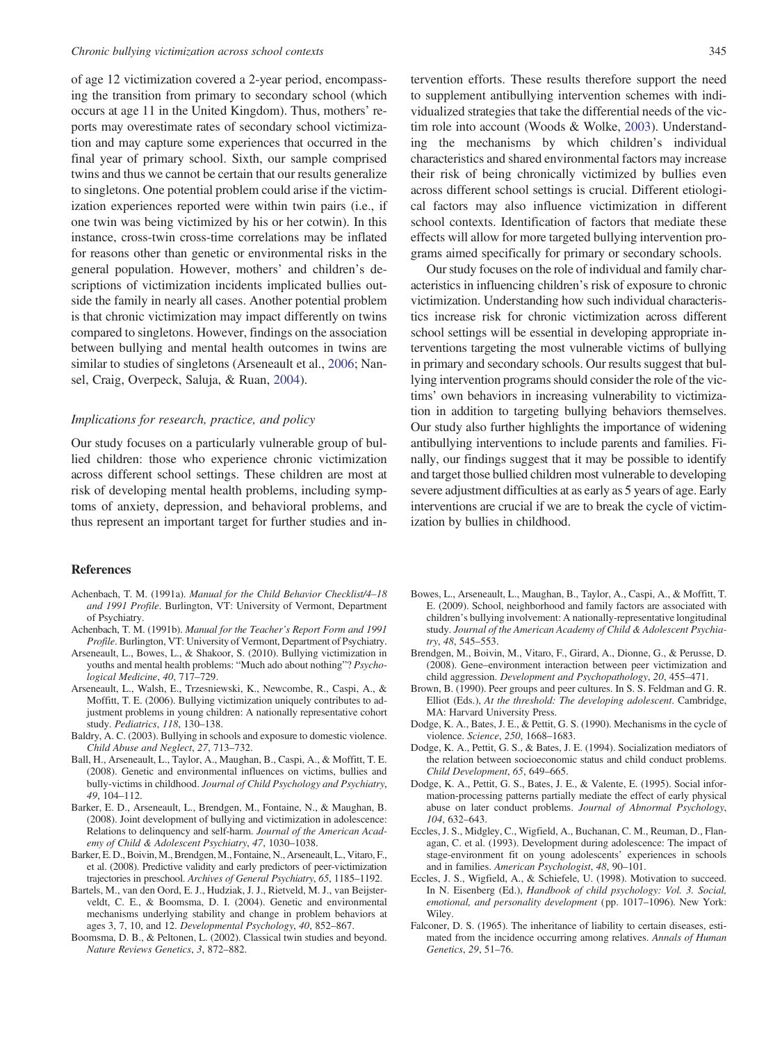of age 12 victimization covered a 2-year period, encompassing the transition from primary to secondary school (which occurs at age 11 in the United Kingdom). Thus, mothers' reports may overestimate rates of secondary school victimization and may capture some experiences that occurred in the final year of primary school. Sixth, our sample comprised twins and thus we cannot be certain that our results generalize to singletons. One potential problem could arise if the victimization experiences reported were within twin pairs (i.e., if one twin was being victimized by his or her cotwin). In this instance, cross-twin cross-time correlations may be inflated for reasons other than genetic or environmental risks in the general population. However, mothers' and children's descriptions of victimization incidents implicated bullies outside the family in nearly all cases. Another potential problem is that chronic victimization may impact differently on twins compared to singletons. However, findings on the association between bullying and mental health outcomes in twins are similar to studies of singletons (Arseneault et al., 2006; Nansel, Craig, Overpeck, Saluja, & Ruan, 2004).

### *Implications for research, practice, and policy*

Our study focuses on a particularly vulnerable group of bullied children: those who experience chronic victimization across different school settings. These children are most at risk of developing mental health problems, including symptoms of anxiety, depression, and behavioral problems, and thus represent an important target for further studies and intervention efforts. These results therefore support the need to supplement antibullying intervention schemes with individualized strategies that take the differential needs of the victim role into account (Woods & Wolke, 2003). Understanding the mechanisms by which children's individual characteristics and shared environmental factors may increase their risk of being chronically victimized by bullies even across different school settings is crucial. Different etiological factors may also influence victimization in different school contexts. Identification of factors that mediate these effects will allow for more targeted bullying intervention programs aimed specifically for primary or secondary schools.

Our study focuses on the role of individual and family characteristics in influencing children's risk of exposure to chronic victimization. Understanding how such individual characteristics increase risk for chronic victimization across different school settings will be essential in developing appropriate interventions targeting the most vulnerable victims of bullying in primary and secondary schools. Our results suggest that bullying intervention programs should consider the role of the victims' own behaviors in increasing vulnerability to victimization in addition to targeting bullying behaviors themselves. Our study also further highlights the importance of widening antibullying interventions to include parents and families. Finally, our findings suggest that it may be possible to identify and target those bullied children most vulnerable to developing severe adjustment difficulties at as early as 5 years of age. Early interventions are crucial if we are to break the cycle of victimization by bullies in childhood.

## References

Achenbach, T. M. (1991a). *Manual for the Child Behavior Checklist/4–18 and 1991 Profile*. Burlington, VT: University of Vermont, Department of Psychiatry.

Achenbach, T. M. (1991b). *Manual for the Teacher's Report Form and 1991 Profile*. Burlington, VT: University of Vermont, Department of Psychiatry.

Arseneault, L., Bowes, L., & Shakoor, S. (2010). Bullying victimization in youths and mental health problems: "Much ado about nothing"? *Psychological Medicine*, *40*, 717–729.

Arseneault, L., Walsh, E., Trzesniewski, K., Newcombe, R., Caspi, A., & Moffitt, T. E. (2006). Bullying victimization uniquely contributes to adjustment problems in young children: A nationally representative cohort study. *Pediatrics*, *118*, 130–138.

Baldry, A. C. (2003). Bullying in schools and exposure to domestic violence. *Child Abuse and Neglect*, *27*, 713–732.

Ball, H., Arseneault, L., Taylor, A., Maughan, B., Caspi, A., & Moffitt, T. E. (2008). Genetic and environmental influences on victims, bullies and bully-victims in childhood. *Journal of Child Psychology and Psychiatry*, *49*, 104–112.

Barker, E. D., Arseneault, L., Brendgen, M., Fontaine, N., & Maughan, B. (2008). Joint development of bullying and victimization in adolescence: Relations to delinquency and self-harm. *Journal of the American Academy of Child & Adolescent Psychiatry*, *47*, 1030–1038.

Barker, E. D., Boivin, M., Brendgen, M., Fontaine, N., Arseneault, L., Vitaro, F., et al. (2008). Predictive validity and early predictors of peer-victimization trajectories in preschool. *Archives of General Psychiatry*, *65*, 1185–1192.

Bartels, M., van den Oord, E. J., Hudziak, J. J., Rietveld, M. J., van Beijsterveldt, C. E., & Boomsma, D. I. (2004). Genetic and environmental mechanisms underlying stability and change in problem behaviors at ages 3, 7, 10, and 12. *Developmental Psychology*, *40*, 852–867.

Boomsma, D. B., & Peltonen, L. (2002). Classical twin studies and beyond. *Nature Reviews Genetics*, *3*, 872–882.

Bowes, L., Arseneault, L., Maughan, B., Taylor, A., Caspi, A., & Moffitt, T. E. (2009). School, neighborhood and family factors are associated with children's bullying involvement: A nationally-representative longitudinal study. *Journal of the American Academy of Child & Adolescent Psychiatry*, *48*, 545–553.

Brendgen, M., Boivin, M., Vitaro, F., Girard, A., Dionne, G., & Perusse, D. (2008). Gene–environment interaction between peer victimization and child aggression. *Development and Psychopathology*, *20*, 455–471.

Brown, B. (1990). Peer groups and peer cultures. In S. S. Feldman and G. R. Elliot (Eds.), *At the threshold: The developing adolescent*. Cambridge, MA: Harvard University Press.

Dodge, K. A., Bates, J. E., & Pettit, G. S. (1990). Mechanisms in the cycle of violence. *Science*, *250*, 1668–1683.

Dodge, K. A., Pettit, G. S., & Bates, J. E. (1994). Socialization mediators of the relation between socioeconomic status and child conduct problems. *Child Development*, *65*, 649–665.

Dodge, K. A., Pettit, G. S., Bates, J. E., & Valente, E. (1995). Social information-processing patterns partially mediate the effect of early physical abuse on later conduct problems. *Journal of Abnormal Psychology*, *104*, 632–643.

Eccles, J. S., Midgley, C., Wigfield, A., Buchanan, C. M., Reuman, D., Flanagan, C. et al. (1993). Development during adolescence: The impact of stage-environment fit on young adolescents' experiences in schools and in families. *American Psychologist*, *48*, 90–101.

Eccles, J. S., Wigfield, A., & Schiefele, U. (1998). Motivation to succeed. In N. Eisenberg (Ed.), *Handbook of child psychology: Vol. 3. Social, emotional, and personality development* (pp. 1017–1096). New York: Wiley.

Falconer, D. S. (1965). The inheritance of liability to certain diseases, estimated from the incidence occurring among relatives. *Annals of Human Genetics*, *29*, 51–76.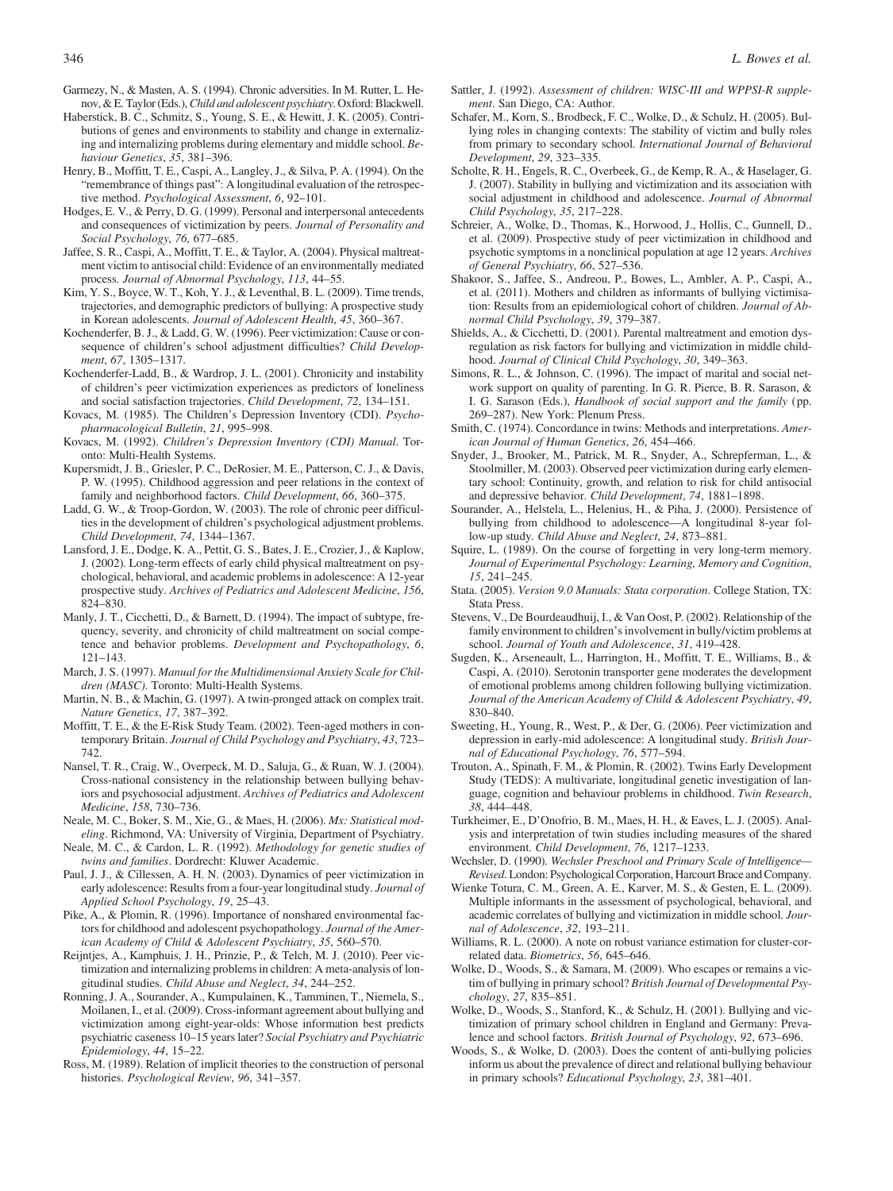Garmezy, N., & Masten, A. S. (1994). Chronic adversities. In M. Rutter, L. Henov, & E. Taylor (Eds.), *Child and adolescent psychiatry*. Oxford: Blackwell.

Haberstick, B. C., Schmitz, S., Young, S. E., & Hewitt, J. K. (2005). Contributions of genes and environments to stability and change in externalizing and internalizing problems during elementary and middle school. *Behaviour Genetics*, *35*, 381–396.

Henry, B., Moffitt, T. E., Caspi, A., Langley, J., & Silva, P. A. (1994). On the "remembrance of things past": A longitudinal evaluation of the retrospective method. *Psychological Assessment*, *6*, 92–101.

Hodges, E. V., & Perry, D. G. (1999). Personal and interpersonal antecedents and consequences of victimization by peers. *Journal of Personality and Social Psychology*, *76*, 677–685.

Jaffee, S. R., Caspi, A., Moffitt, T. E., & Taylor, A. (2004). Physical maltreatment victim to antisocial child: Evidence of an environmentally mediated process. *Journal of Abnormal Psychology*, *113*, 44–55.

Kim, Y. S., Boyce, W. T., Koh, Y. J., & Leventhal, B. L. (2009). Time trends, trajectories, and demographic predictors of bullying: A prospective study in Korean adolescents. *Journal of Adolescent Health*, *45*, 360–367.

Kochenderfer, B. J., & Ladd, G. W. (1996). Peer victimization: Cause or consequence of children's school adjustment difficulties? *Child Development*, *67*, 1305–1317.

Kochenderfer-Ladd, B., & Wardrop, J. L. (2001). Chronicity and instability of children's peer victimization experiences as predictors of loneliness and social satisfaction trajectories. *Child Development*, *72*, 134–151.

Kovacs, M. (1985). The Children's Depression Inventory (CDI). *Psychopharmacological Bulletin*, *21*, 995–998.

Kovacs, M. (1992). *Children's Depression Inventory (CDI) Manual*. Toronto: Multi-Health Systems.

Kupersmidt, J. B., Griesler, P. C., DeRosier, M. E., Patterson, C. J., & Davis, P. W. (1995). Childhood aggression and peer relations in the context of family and neighborhood factors. *Child Development*, *66*, 360–375.

Ladd, G. W., & Troop-Gordon, W. (2003). The role of chronic peer difficulties in the development of children's psychological adjustment problems. *Child Development*, *74*, 1344–1367.

Lansford, J. E., Dodge, K. A., Pettit, G. S., Bates, J. E., Crozier, J., & Kaplow, J. (2002). Long-term effects of early child physical maltreatment on psychological, behavioral, and academic problems in adolescence: A 12-year prospective study. *Archives of Pediatrics and Adolescent Medicine*, *156*, 824–830.

Manly, J. T., Cicchetti, D., & Barnett, D. (1994). The impact of subtype, frequency, severity, and chronicity of child maltreatment on social competence and behavior problems. *Development and Psychopathology*, *6*, 121–143.

March, J. S. (1997). *Manual for the Multidimensional Anxiety Scale for Children (MASC)*. Toronto: Multi-Health Systems.

Martin, N. B., & Machin, G. (1997). A twin-pronged attack on complex trait. *Nature Genetics*, *17*, 387–392.

Moffitt, T. E., & the E-Risk Study Team. (2002). Teen-aged mothers in contemporary Britain. *Journal of Child Psychology and Psychiatry*, *43*, 723–742.

Nansel, T. R., Craig, W., Overpeck, M. D., Saluja, G., & Ruan, W. J. (2004). Cross-national consistency in the relationship between bullying behaviors and psychosocial adjustment. *Archives of Pediatrics and Adolescent Medicine*, *158*, 730–736.

Neale, M. C., Boker, S. M., Xie, G., & Maes, H. (2006). *Mx: Statistical modeling*. Richmond, VA: University of Virginia, Department of Psychiatry.

Neale, M. C., & Cardon, L. R. (1992). *Methodology for genetic studies of twins and families*. Dordrecht: Kluwer Academic.

Paul, J. J., & Cillessen, A. H. N. (2003). Dynamics of peer victimization in early adolescence: Results from a four-year longitudinal study. *Journal of Applied School Psychology*, *19*, 25–43.

Pike, A., & Plomin, R. (1996). Importance of nonshared environmental factors for childhood and adolescent psychopathology. *Journal of the American Academy of Child & Adolescent Psychiatry*, *35*, 560–570.

Reijntjes, A., Kamphuis, J. H., Prinzie, P., & Telch, M. J. (2010). Peer victimization and internalizing problems in children: A meta-analysis of longitudinal studies. *Child Abuse and Neglect*, *34*, 244–252.

Ronning, J. A., Sourander, A., Kumpulainen, K., Tamminen, T., Niemela, S., Moilanen, I., et al. (2009). Cross-informant agreement about bullying and victimization among eight-year-olds: Whose information best predicts psychiatric caseness 10–15 years later? *Social Psychiatry and Psychiatric Epidemiology*, *44*, 15–22.

Ross, M. (1989). Relation of implicit theories to the construction of personal histories. *Psychological Review*, *96*, 341–357.

Sattler, J. (1992). *Assessment of children: WISC-III and WPPSI-R supplement*. San Diego, CA: Author.

Schafer, M., Korn, S., Brodbeck, F. C., Wolke, D., & Schulz, H. (2005). Bullying roles in changing contexts: The stability of victim and bully roles from primary to secondary school. *International Journal of Behavioral Development*, *29*, 323–335.

Scholte, R. H., Engels, R. C., Overbeek, G., de Kemp, R. A., & Haselager, G. J. (2007). Stability in bullying and victimization and its association with social adjustment in childhood and adolescence. *Journal of Abnormal Child Psychology*, *35*, 217–228.

Schreier, A., Wolke, D., Thomas, K., Horwood, J., Hollis, C., Gunnell, D., et al. (2009). Prospective study of peer victimization in childhood and psychotic symptoms in a nonclinical population at age 12 years. *Archives of General Psychiatry*, *66*, 527–536.

Shakoor, S., Jaffee, S., Andreou, P., Bowes, L., Ambler, A. P., Caspi, A., et al. (2011). Mothers and children as informants of bullying victimisation: Results from an epidemiological cohort of children. *Journal of Abnormal Child Psychology*, *39*, 379–387.

Shields, A., & Cicchetti, D. (2001). Parental maltreatment and emotion dysregulation as risk factors for bullying and victimization in middle childhood. *Journal of Clinical Child Psychology*, *30*, 349–363.

Simons, R. L., & Johnson, C. (1996). The impact of marital and social network support on quality of parenting. In G. R. Pierce, B. R. Sarason, & I. G. Sarason (Eds.), *Handbook of social support and the family* (pp. 269–287). New York: Plenum Press.

Smith, C. (1974). Concordance in twins: Methods and interpretations. *American Journal of Human Genetics*, *26*, 454–466.

Snyder, J., Brooker, M., Patrick, M. R., Snyder, A., Schrepferman, L., & Stoolmiller, M. (2003). Observed peer victimization during early elementary school: Continuity, growth, and relation to risk for child antisocial and depressive behavior. *Child Development*, *74*, 1881–1898.

Sourander, A., Helstela, L., Helenius, H., & Piha, J. (2000). Persistence of bullying from childhood to adolescence—A longitudinal 8-year follow-up study. *Child Abuse and Neglect*, *24*, 873–881.

Squire, L. (1989). On the course of forgetting in very long-term memory. *Journal of Experimental Psychology: Learning, Memory and Cognition*, *15*, 241–245.

Stata. (2005). *Version 9.0 Manuals: Stata corporation*. College Station, TX: Stata Press.

Stevens, V., De Bourdeaudhuij, I., & Van Oost, P. (2002). Relationship of the family environment to children's involvement in bully/victim problems at school. *Journal of Youth and Adolescence*, *31*, 419–428.

Sugden, K., Arseneault, L., Harrington, H., Moffitt, T. E., Williams, B., & Caspi, A. (2010). Serotonin transporter gene moderates the development of emotional problems among children following bullying victimization. *Journal of the American Academy of Child & Adolescent Psychiatry*, *49*, 830–840.

Sweeting, H., Young, R., West, P., & Der, G. (2006). Peer victimization and depression in early-mid adolescence: A longitudinal study. *British Journal of Educational Psychology*, *76*, 577–594.

Trouton, A., Spinath, F. M., & Plomin, R. (2002). Twins Early Development Study (TEDS): A multivariate, longitudinal genetic investigation of language, cognition and behaviour problems in childhood. *Twin Research*, *38*, 444–448.

Turkheimer, E., D'Onofrio, B. M., Maes, H. H., & Eaves, L. J. (2005). Analysis and interpretation of twin studies including measures of the shared environment. *Child Development*, *76*, 1217–1233.

Wechsler, D. (1990). *Wechsler Preschool and Primary Scale of Intelligence—Revised*. London: Psychological Corporation, Harcourt Brace and Company.

Wienke Totura, C. M., Green, A. E., Karver, M. S., & Gesten, E. L. (2009). Multiple informants in the assessment of psychological, behavioral, and academic correlates of bullying and victimization in middle school. *Journal of Adolescence*, *32*, 193–211.

Williams, R. L. (2000). A note on robust variance estimation for cluster-correlated data. *Biometrics*, *56*, 645–646.

Wolke, D., Woods, S., & Samara, M. (2009). Who escapes or remains a victim of bullying in primary school? *British Journal of Developmental Psychology*, *27*, 835–851.

Wolke, D., Woods, S., Stanford, K., & Schulz, H. (2001). Bullying and victimization of primary school children in England and Germany: Prevalence and school factors. *British Journal of Psychology*, *92*, 673–696.

Woods, S., & Wolke, D. (2003). Does the content of anti-bullying policies inform us about the prevalence of direct and relational bullying behaviour in primary schools? *Educational Psychology*, *23*, 381–401.